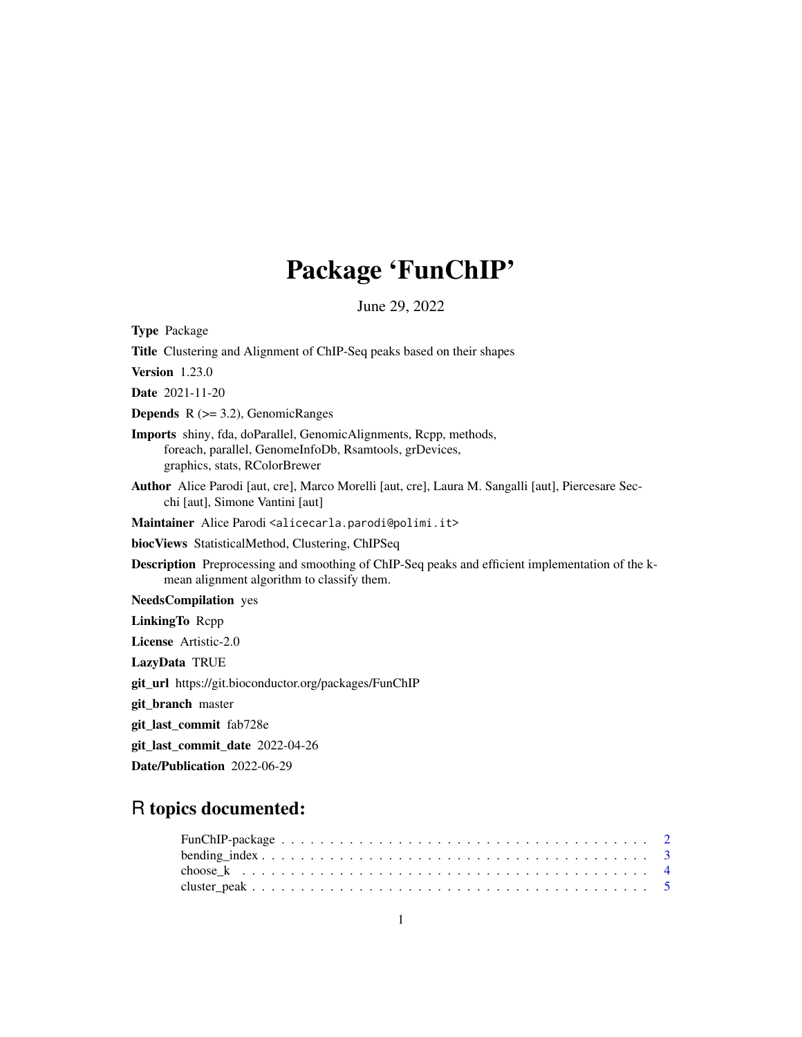# Package 'FunChIP'

June 29, 2022

**Type** Package

**Title** Clustering and Alignment of ChIP-Seq peaks based on their shapes

**Version** 1.23.0

**Date** 2021-11-20

**Depends** R (>= 3.2), GenomicRanges

**Imports** shiny, fda, doParallel, GenomicAlignments, Rcpp, methods, foreach, parallel, GenomeInfoDb, Rsamtools, grDevices, graphics, stats, RColorBrewer

**Author** Alice Parodi [aut, cre], Marco Morelli [aut, cre], Laura M. Sangalli [aut], Piercesare Secchi [aut], Simone Vantini [aut]

**Maintainer** Alice Parodi <alicecarla.parodi@polimi.it>

**biocViews** StatisticalMethod, Clustering, ChIPSeq

**Description** Preprocessing and smoothing of ChIP-Seq peaks and efficient implementation of the k-mean alignment algorithm to classify them.

**NeedsCompilation** yes

**LinkingTo** Rcpp

**License** Artistic-2.0

**LazyData** TRUE

**git_url** https://git.bioconductor.org/packages/FunChIP

**git_branch** master

**git_last_commit** fab728e

**git_last_commit_date** 2022-04-26

**Date/Publication** 2022-06-29

## R topics documented:

- FunChIP-package . . . . . . . . . . . . . . . . . . . . . . . . . . . . . . . . . . . 2
- bending_index . . . . . . . . . . . . . . . . . . . . . . . . . . . . . . . . . . . 3
- choose_k . . . . . . . . . . . . . . . . . . . . . . . . . . . . . . . . . . . 4
- cluster_peak . . . . . . . . . . . . . . . . . . . . . . . . . . . . . . . . . . . 5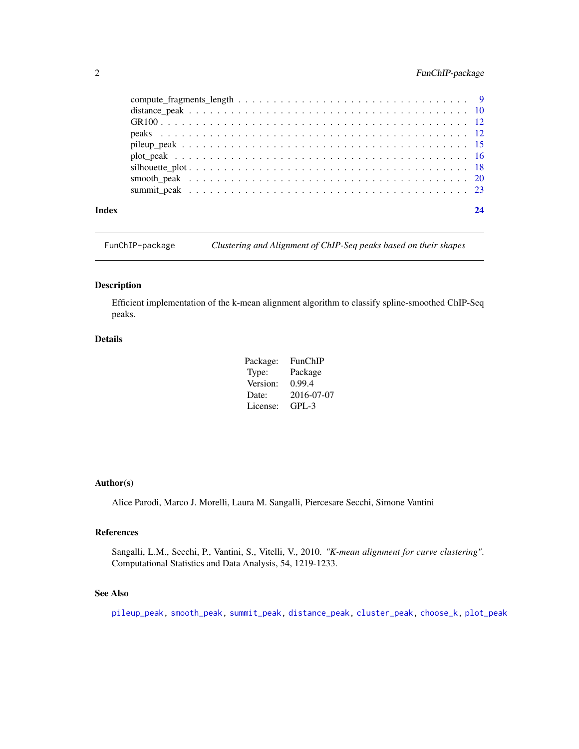| | |
|---|---|
| compute_fragments_length | 9 |
| distance_peak | 10 |
| GR100 | 12 |
| peaks | 12 |
| pileup_peak | 15 |
| plot_peak | 16 |
| silhouette_plot | 18 |
| smooth_peak | 20 |
| summit_peak | 23 |

**Index** 24

---

`FunChIP-package` *Clustering and Alignment of ChIP-Seq peaks based on their shapes*

---

## Description

Efficient implementation of the k-mean alignment algorithm to classify spline-smoothed ChIP-Seq peaks.

## Details

| | |
|---|---|
| Package: | FunChIP |
| Type: | Package |
| Version: | 0.99.4 |
| Date: | 2016-07-07 |
| License: | GPL-3 |

## Author(s)

Alice Parodi, Marco J. Morelli, Laura M. Sangalli, Piercesare Secchi, Simone Vantini

## References

Sangalli, L.M., Secchi, P., Vantini, S., Vitelli, V., 2010. *"K-mean alignment for curve clustering"*. Computational Statistics and Data Analysis, 54, 1219-1233.

## See Also

`pileup_peak`, `smooth_peak`, `summit_peak`, `distance_peak`, `cluster_peak`, `choose_k`, `plot_peak`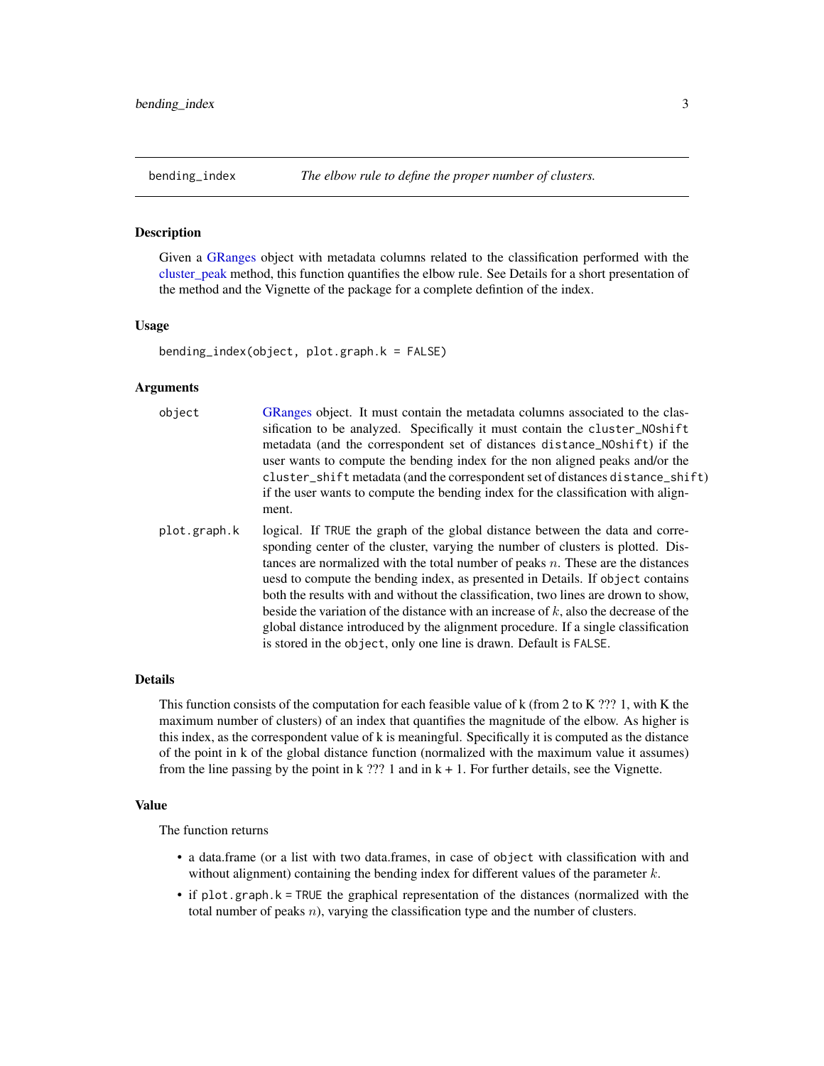## bending_index — *The elbow rule to define the proper number of clusters.*

### Description

Given a GRanges object with metadata columns related to the classification performed with the cluster_peak method, this function quantifies the elbow rule. See Details for a short presentation of the method and the Vignette of the package for a complete defintion of the index.

### Usage

```
bending_index(object, plot.graph.k = FALSE)
```

### Arguments

- `object` — GRanges object. It must contain the metadata columns associated to the classification to be analyzed. Specifically it must contain the `cluster_NOshift` metadata (and the correspondent set of distances `distance_NOshift`) if the user wants to compute the bending index for the non aligned peaks and/or the `cluster_shift` metadata (and the correspondent set of distances `distance_shift`) if the user wants to compute the bending index for the classification with alignment.
- `plot.graph.k` — logical. If `TRUE` the graph of the global distance between the data and corresponding center of the cluster, varying the number of clusters is plotted. Distances are normalized with the total number of peaks $n$. These are the distances uesd to compute the bending index, as presented in Details. If `object` contains both the results with and without the classification, two lines are drown to show, beside the variation of the distance with an increase of $k$, also the decrease of the global distance introduced by the alignment procedure. If a single classification is stored in the `object`, only one line is drawn. Default is `FALSE`.

### Details

This function consists of the computation for each feasible value of k (from 2 to K ??? 1, with K the maximum number of clusters) of an index that quantifies the magnitude of the elbow. As higher is this index, as the correspondent value of k is meaningful. Specifically it is computed as the distance of the point in k of the global distance function (normalized with the maximum value it assumes) from the line passing by the point in k ??? 1 and in k + 1. For further details, see the Vignette.

### Value

The function returns

- a data.frame (or a list with two data.frames, in case of `object` with classification with and without alignment) containing the bending index for different values of the parameter $k$.
- if `plot.graph.k = TRUE` the graphical representation of the distances (normalized with the total number of peaks $n$), varying the classification type and the number of clusters.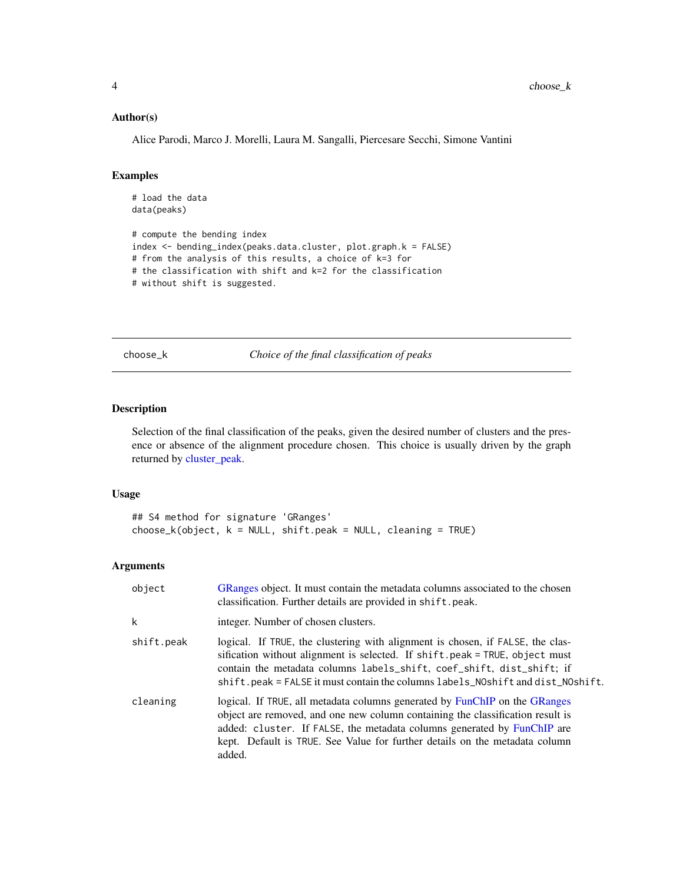### Author(s)

Alice Parodi, Marco J. Morelli, Laura M. Sangalli, Piercesare Secchi, Simone Vantini

### Examples

```
# load the data
data(peaks)

# compute the bending index
index <- bending_index(peaks.data.cluster, plot.graph.k = FALSE)
# from the analysis of this results, a choice of k=3 for
# the classification with shift and k=2 for the classification
# without shift is suggested.
```

---

## choose_k — *Choice of the final classification of peaks*

---

### Description

Selection of the final classification of the peaks, given the desired number of clusters and the presence or absence of the alignment procedure chosen. This choice is usually driven by the graph returned by cluster_peak.

### Usage

```
## S4 method for signature 'GRanges'
choose_k(object, k = NULL, shift.peak = NULL, cleaning = TRUE)
```

### Arguments

| | |
|---|---|
| object | GRanges object. It must contain the metadata columns associated to the chosen classification. Further details are provided in `shift.peak`. |
| k | integer. Number of chosen clusters. |
| shift.peak | logical. If `TRUE`, the clustering with alignment is chosen, if `FALSE`, the classification without alignment is selected. If `shift.peak = TRUE`, `object` must contain the metadata columns `labels_shift`, `coef_shift`, `dist_shift`; if `shift.peak = FALSE` it must contain the columns `labels_NOshift` and `dist_NOshift`. |
| cleaning | logical. If `TRUE`, all metadata columns generated by FunChIP on the GRanges object are removed, and one new column containing the classification result is added: `cluster`. If `FALSE`, the metadata columns generated by FunChIP are kept. Default is `TRUE`. See Value for further details on the metadata column added. |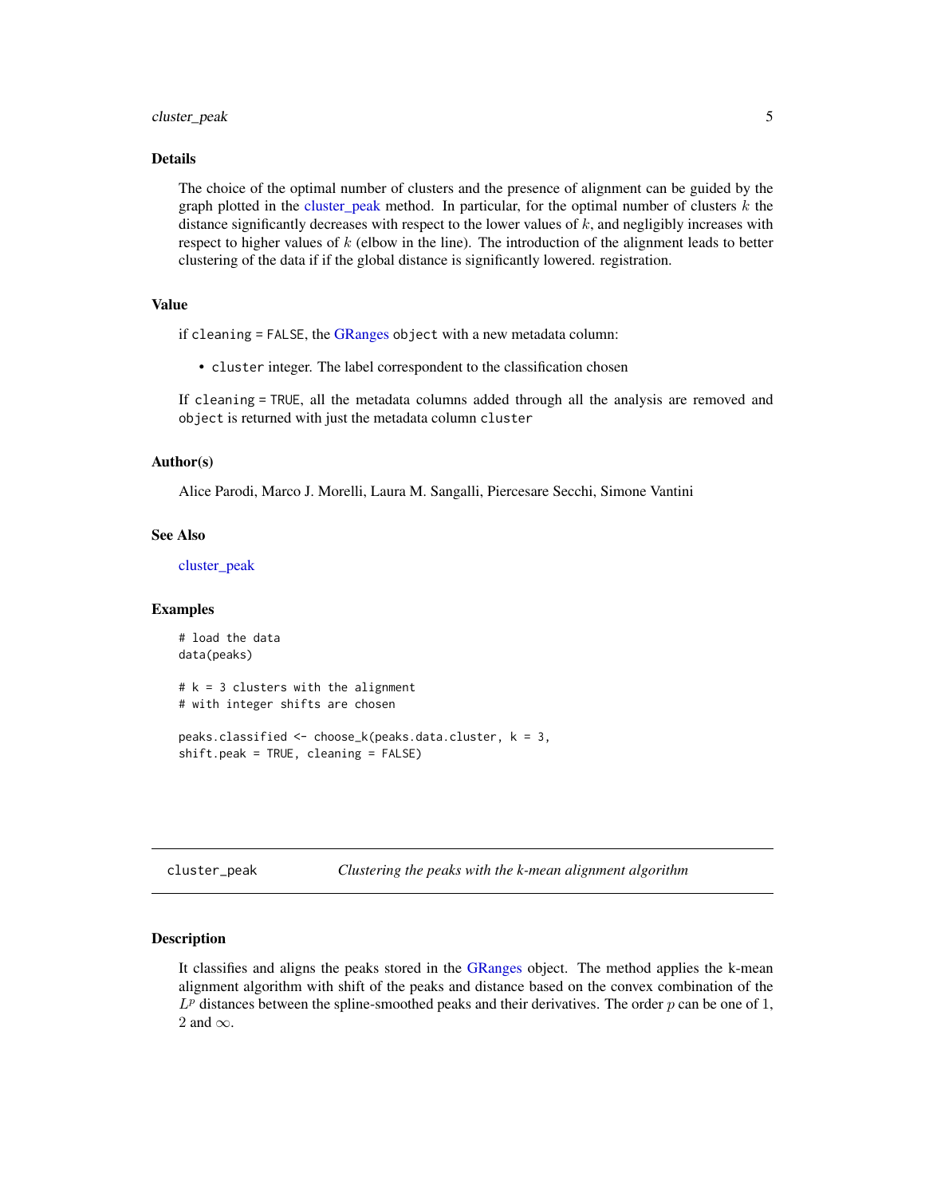### Details

The choice of the optimal number of clusters and the presence of alignment can be guided by the graph plotted in the cluster_peak method. In particular, for the optimal number of clusters $k$ the distance significantly decreases with respect to the lower values of $k$, and negligibly increases with respect to higher values of $k$ (elbow in the line). The introduction of the alignment leads to better clustering of the data if if the global distance is significantly lowered. registration.

### Value

if `cleaning = FALSE`, the GRanges `object` with a new metadata column:

- `cluster` integer. The label correspondent to the classification chosen

If `cleaning = TRUE`, all the metadata columns added through all the analysis are removed and `object` is returned with just the metadata column `cluster`

### Author(s)

Alice Parodi, Marco J. Morelli, Laura M. Sangalli, Piercesare Secchi, Simone Vantini

### See Also

cluster_peak

### Examples

```
# load the data
data(peaks)

# k = 3 clusters with the alignment
# with integer shifts are chosen

peaks.classified <- choose_k(peaks.data.cluster, k = 3,
shift.peak = TRUE, cleaning = FALSE)
```

---

## `cluster_peak` *Clustering the peaks with the k-mean alignment algorithm*

### Description

It classifies and aligns the peaks stored in the GRanges object. The method applies the k-mean alignment algorithm with shift of the peaks and distance based on the convex combination of the $L^p$ distances between the spline-smoothed peaks and their derivatives. The order $p$ can be one of $1$, $2$ and $\infty$.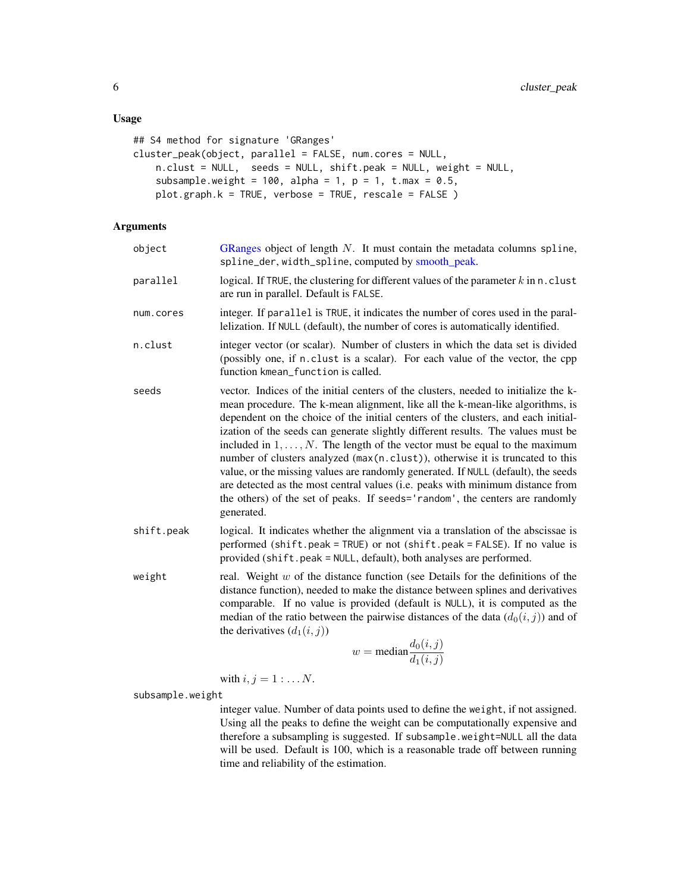### Usage

```
## S4 method for signature 'GRanges'
cluster_peak(object, parallel = FALSE, num.cores = NULL,
    n.clust = NULL,  seeds = NULL, shift.peak = NULL, weight = NULL,
    subsample.weight = 100, alpha = 1, p = 1, t.max = 0.5,
    plot.graph.k = TRUE, verbose = TRUE, rescale = FALSE )
```

### Arguments

**object**
GRanges object of length $N$. It must contain the metadata columns `spline`, `spline_der`, `width_spline`, computed by smooth_peak.

**parallel**
logical. If `TRUE`, the clustering for different values of the parameter $k$ in `n.clust` are run in parallel. Default is `FALSE`.

**num.cores**
integer. If `parallel` is `TRUE`, it indicates the number of cores used in the parallelization. If `NULL` (default), the number of cores is automatically identified.

**n.clust**
integer vector (or scalar). Number of clusters in which the data set is divided (possibly one, if `n.clust` is a scalar). For each value of the vector, the cpp function `kmean_function` is called.

**seeds**
vector. Indices of the initial centers of the clusters, needed to initialize the k-mean procedure. The k-mean alignment, like all the k-mean-like algorithms, is dependent on the choice of the initial centers of the clusters, and each initialization of the seeds can generate slightly different results. The values must be included in $1, \ldots, N$. The length of the vector must be equal to the maximum number of clusters analyzed (`max(n.clust)`), otherwise it is truncated to this value, or the missing values are randomly generated. If `NULL` (default), the seeds are detected as the most central values (i.e. peaks with minimum distance from the others) of the set of peaks. If `seeds='random'`, the centers are randomly generated.

**shift.peak**
logical. It indicates whether the alignment via a translation of the abscissae is performed (`shift.peak = TRUE`) or not (`shift.peak = FALSE`). If no value is provided (`shift.peak = NULL`, default), both analyses are performed.

**weight**
real. Weight $w$ of the distance function (see Details for the definitions of the distance function), needed to make the distance between splines and derivatives comparable. If no value is provided (default is `NULL`), it is computed as the median of the ratio between the pairwise distances of the data ($d_0(i,j)$) and of the derivatives ($d_1(i,j)$)

$$w = \text{median}\frac{d_0(i,j)}{d_1(i,j)}$$

with $i, j = 1 : \ldots N$.

**subsample.weight**
integer value. Number of data points used to define the `weight`, if not assigned. Using all the peaks to define the weight can be computationally expensive and therefore a subsampling is suggested. If `subsample.weight=NULL` all the data will be used. Default is 100, which is a reasonable trade off between running time and reliability of the estimation.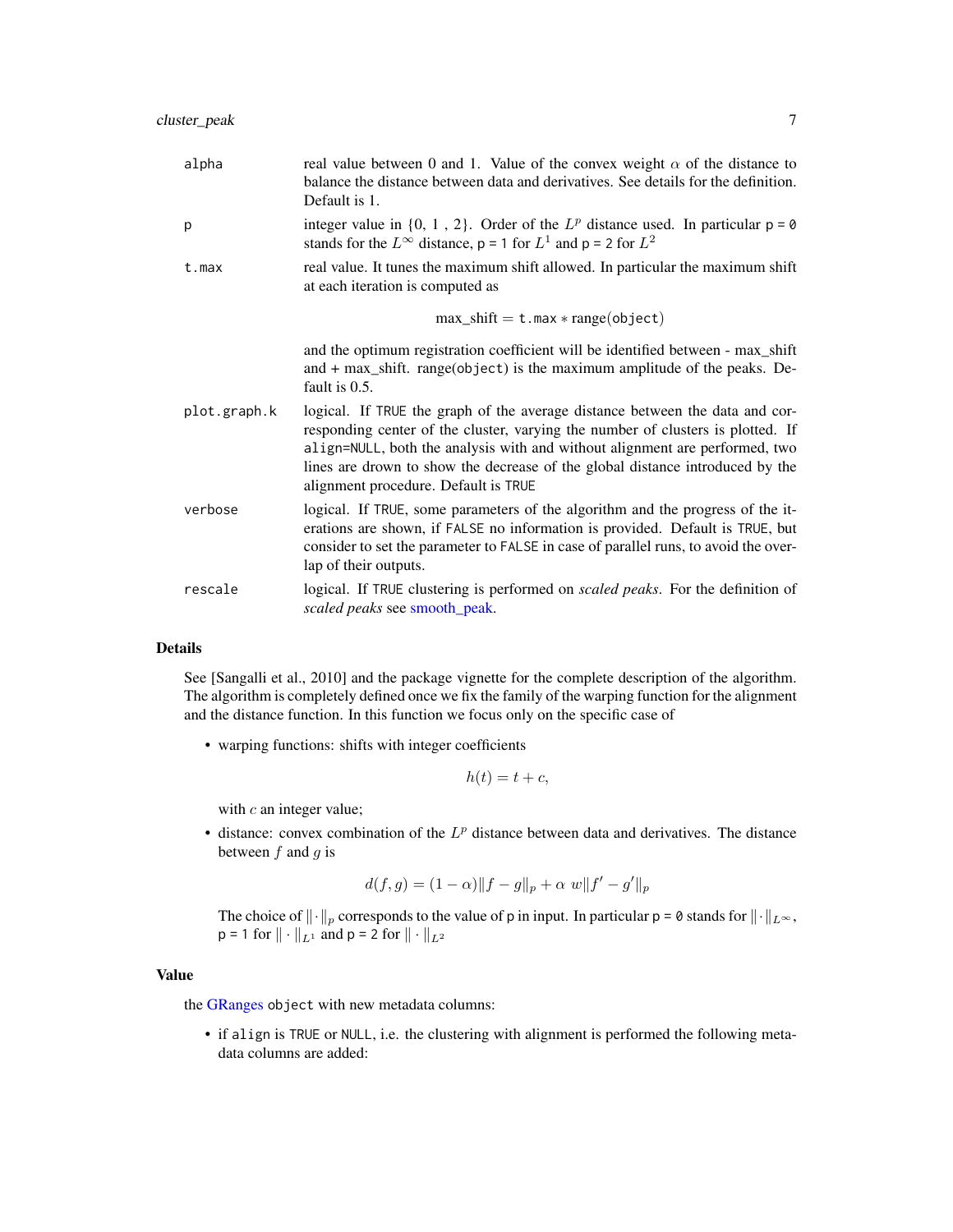| | |
|---|---|
| alpha | real value between 0 and 1. Value of the convex weight $\alpha$ of the distance to balance the distance between data and derivatives. See details for the definition. Default is 1. |
| p | integer value in {0, 1 , 2}. Order of the $L^p$ distance used. In particular `p = 0` stands for the $L^\infty$ distance, `p = 1` for $L^1$ and `p = 2` for $L^2$ |
| t.max | real value. It tunes the maximum shift allowed. In particular the maximum shift at each iteration is computed as $$\text{max\_shift} = \texttt{t.max} * \text{range}(\texttt{object})$$ and the optimum registration coefficient will be identified between - max_shift and + max_shift. range(`object`) is the maximum amplitude of the peaks. Default is 0.5. |
| plot.graph.k | logical. If `TRUE` the graph of the average distance between the data and corresponding center of the cluster, varying the number of clusters is plotted. If `align=NULL`, both the analysis with and without alignment are performed, two lines are drawn to show the decrease of the global distance introduced by the alignment procedure. Default is `TRUE` |
| verbose | logical. If `TRUE`, some parameters of the algorithm and the progress of the iterations are shown, if `FALSE` no information is provided. Default is `TRUE`, but consider to set the parameter to `FALSE` in case of parallel runs, to avoid the overlap of their outputs. |
| rescale | logical. If `TRUE` clustering is performed on *scaled peaks*. For the definition of *scaled peaks* see smooth_peak. |

### Details

See [Sangalli et al., 2010] and the package vignette for the complete description of the algorithm. The algorithm is completely defined once we fix the family of the warping function for the alignment and the distance function. In this function we focus only on the specific case of

- warping functions: shifts with integer coefficients
$$h(t) = t + c,$$
with $c$ an integer value;
- distance: convex combination of the $L^p$ distance between data and derivatives. The distance between $f$ and $g$ is
$$d(f, g) = (1 - \alpha)\|f - g\|_p + \alpha\ w\|f' - g'\|_p$$
The choice of $\|\cdot\|_p$ corresponds to the value of `p` in input. In particular `p = 0` stands for $\|\cdot\|_{L^\infty}$, `p = 1` for $\|\cdot\|_{L^1}$ and `p = 2` for $\|\cdot\|_{L^2}$

### Value

the GRanges `object` with new metadata columns:

- if `align` is `TRUE` or `NULL`, i.e. the clustering with alignment is performed the following metadata columns are added: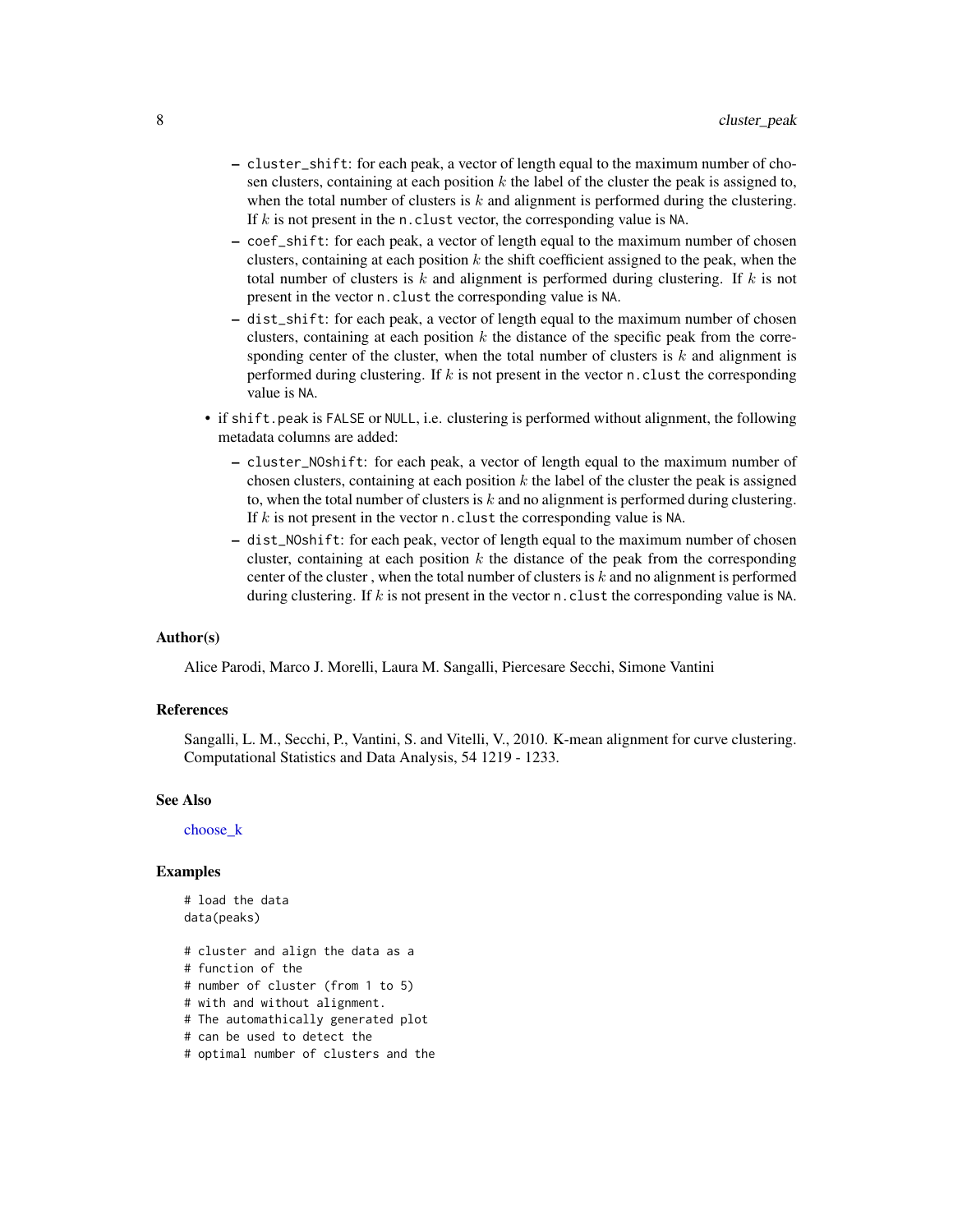- `cluster_shift`: for each peak, a vector of length equal to the maximum number of chosen clusters, containing at each position $k$ the label of the cluster the peak is assigned to, when the total number of clusters is $k$ and alignment is performed during the clustering. If $k$ is not present in the `n.clust` vector, the corresponding value is `NA`.
- `coef_shift`: for each peak, a vector of length equal to the maximum number of chosen clusters, containing at each position $k$ the shift coefficient assigned to the peak, when the total number of clusters is $k$ and alignment is performed during clustering. If $k$ is not present in the vector `n.clust` the corresponding value is `NA`.
- `dist_shift`: for each peak, a vector of length equal to the maximum number of chosen clusters, containing at each position $k$ the distance of the specific peak from the corresponding center of the cluster, when the total number of clusters is $k$ and alignment is performed during clustering. If $k$ is not present in the vector `n.clust` the corresponding value is `NA`.

- if `shift.peak` is `FALSE` or `NULL`, i.e. clustering is performed without alignment, the following metadata columns are added:
  - `cluster_NOshift`: for each peak, a vector of length equal to the maximum number of chosen clusters, containing at each position $k$ the label of the cluster the peak is assigned to, when the total number of clusters is $k$ and no alignment is performed during clustering. If $k$ is not present in the vector `n.clust` the corresponding value is `NA`.
  - `dist_NOshift`: for each peak, vector of length equal to the maximum number of chosen cluster, containing at each position $k$ the distance of the peak from the corresponding center of the cluster , when the total number of clusters is $k$ and no alignment is performed during clustering. If $k$ is not present in the vector `n.clust` the corresponding value is `NA`.

## Author(s)

Alice Parodi, Marco J. Morelli, Laura M. Sangalli, Piercesare Secchi, Simone Vantini

## References

Sangalli, L. M., Secchi, P., Vantini, S. and Vitelli, V., 2010. K-mean alignment for curve clustering. Computational Statistics and Data Analysis, 54 1219 - 1233.

## See Also

choose_k

## Examples

```
# load the data
data(peaks)

# cluster and align the data as a
# function of the
# number of cluster (from 1 to 5)
# with and without alignment.
# The automathically generated plot
# can be used to detect the
# optimal number of clusters and the
```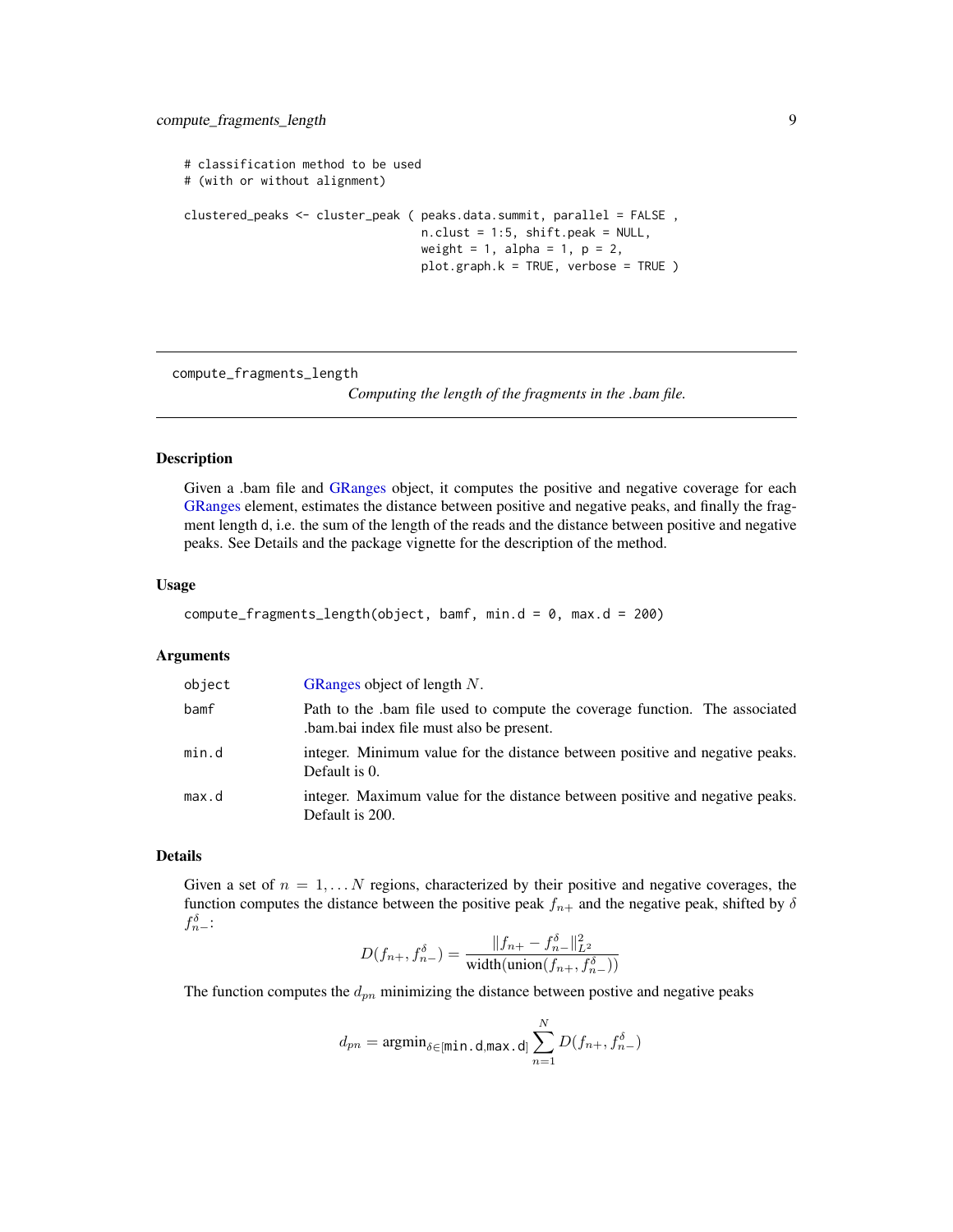```
# classification method to be used
# (with or without alignment)

clustered_peaks <- cluster_peak ( peaks.data.summit, parallel = FALSE ,
                                  n.clust = 1:5, shift.peak = NULL,
                                  weight = 1, alpha = 1, p = 2,
                                  plot.graph.k = TRUE, verbose = TRUE )
```

---

## compute_fragments_length

*Computing the length of the fragments in the .bam file.*

---

### Description

Given a .bam file and GRanges object, it computes the positive and negative coverage for each GRanges element, estimates the distance between positive and negative peaks, and finally the fragment length d, i.e. the sum of the length of the reads and the distance between positive and negative peaks. See Details and the package vignette for the description of the method.

### Usage

```
compute_fragments_length(object, bamf, min.d = 0, max.d = 200)
```

### Arguments

| | |
|---|---|
| `object` | GRanges object of length $N$. |
| `bamf` | Path to the .bam file used to compute the coverage function. The associated .bam.bai index file must also be present. |
| `min.d` | integer. Minimum value for the distance between positive and negative peaks. Default is 0. |
| `max.d` | integer. Maximum value for the distance between positive and negative peaks. Default is 200. |

### Details

Given a set of $n = 1, \dots N$ regions, characterized by their positive and negative coverages, the function computes the distance between the positive peak $f_{n+}$ and the negative peak, shifted by $\delta$ $f^{\delta}_{n-}$:

$$D(f_{n+}, f^{\delta}_{n-}) = \frac{\|f_{n+} - f^{\delta}_{n-}\|^2_{L^2}}{\text{width}(\text{union}(f_{n+}, f^{\delta}_{n-}))}$$

The function computes the $d_{pn}$ minimizing the distance between postive and negative peaks

$$d_{pn} = \text{argmin}_{\delta \in [\texttt{min.d}, \texttt{max.d}]} \sum_{n=1}^{N} D(f_{n+}, f^{\delta}_{n-})$$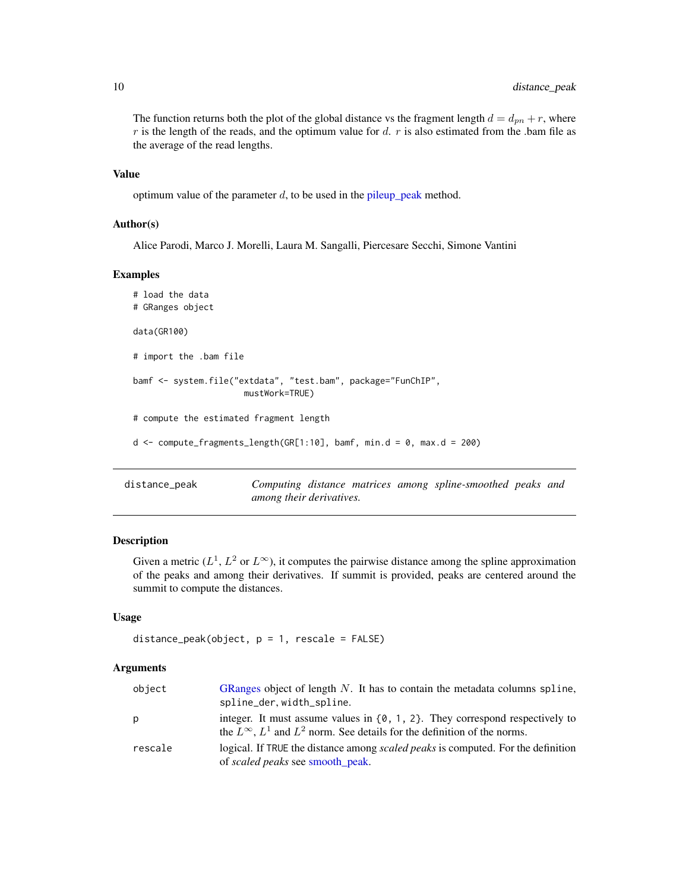The function returns both the plot of the global distance vs the fragment length $d = d_{pn} + r$, where $r$ is the length of the reads, and the optimum value for $d$. $r$ is also estimated from the .bam file as the average of the read lengths.

### Value

optimum value of the parameter $d$, to be used in the pileup_peak method.

### Author(s)

Alice Parodi, Marco J. Morelli, Laura M. Sangalli, Piercesare Secchi, Simone Vantini

### Examples

```
# load the data
# GRanges object

data(GR100)

# import the .bam file

bamf <- system.file("extdata", "test.bam", package="FunChIP",
                      mustWork=TRUE)

# compute the estimated fragment length

d <- compute_fragments_length(GR[1:10], bamf, min.d = 0, max.d = 200)
```

---

## distance_peak — *Computing distance matrices among spline-smoothed peaks and among their derivatives.*

---

### Description

Given a metric ($L^1$, $L^2$ or $L^\infty$), it computes the pairwise distance among the spline approximation of the peaks and among their derivatives. If summit is provided, peaks are centered around the summit to compute the distances.

### Usage

```
distance_peak(object, p = 1, rescale = FALSE)
```

### Arguments

| | |
|---|---|
| `object` | GRanges object of length $N$. It has to contain the metadata columns `spline`, `spline_der`, `width_spline`. |
| `p` | integer. It must assume values in `{0, 1, 2}`. They correspond respectively to the $L^\infty$, $L^1$ and $L^2$ norm. See details for the definition of the norms. |
| `rescale` | logical. If `TRUE` the distance among *scaled peaks* is computed. For the definition of *scaled peaks* see smooth_peak. |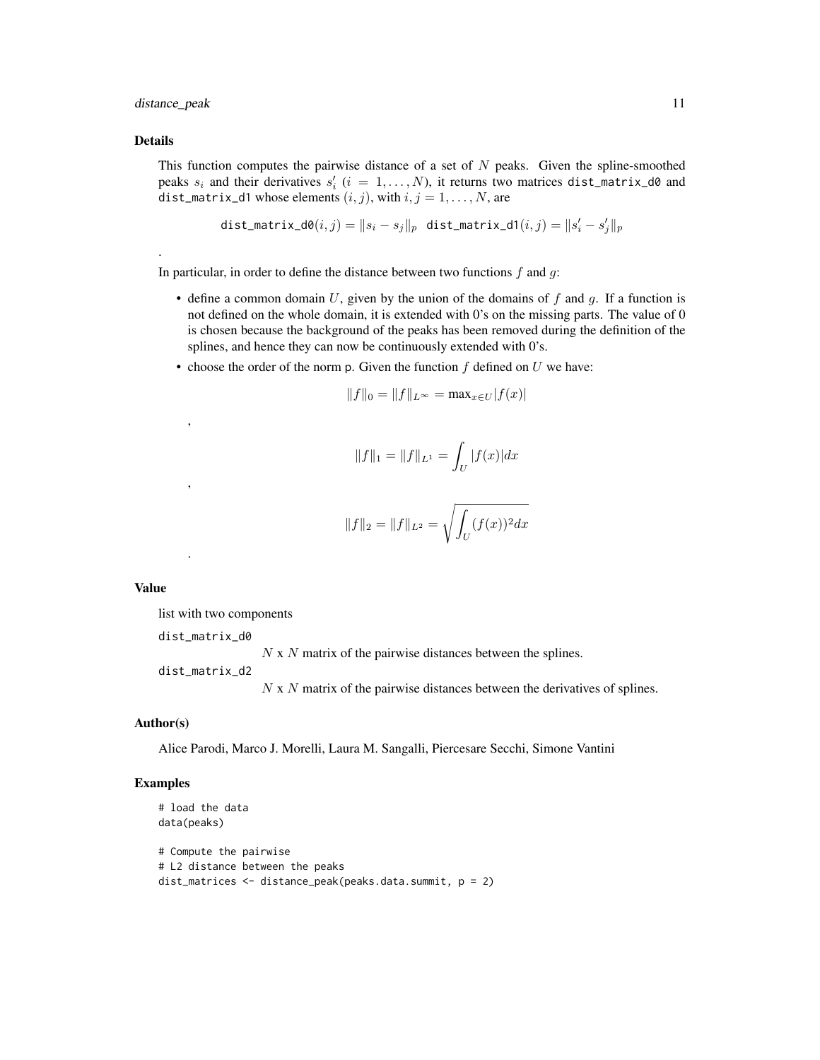### Details

This function computes the pairwise distance of a set of $N$ peaks. Given the spline-smoothed peaks $s_i$ and their derivatives $s_i'$ ($i = 1, \ldots, N$), it returns two matrices `dist_matrix_d0` and `dist_matrix_d1` whose elements $(i, j)$, with $i, j = 1, \ldots, N$, are

$$\texttt{dist\_matrix\_d0}(i,j) = \|s_i - s_j\|_p \quad \texttt{dist\_matrix\_d1}(i,j) = \|s_i' - s_j'\|_p$$

.

In particular, in order to define the distance between two functions $f$ and $g$:

- define a common domain $U$, given by the union of the domains of $f$ and $g$. If a function is not defined on the whole domain, it is extended with 0's on the missing parts. The value of 0 is chosen because the background of the peaks has been removed during the definition of the splines, and hence they can now be continuously extended with 0's.
- choose the order of the norm p. Given the function $f$ defined on $U$ we have:

  $$\|f\|_0 = \|f\|_{L^\infty} = \max_{x \in U} |f(x)|$$

  ,

  $$\|f\|_1 = \|f\|_{L^1} = \int_U |f(x)| dx$$

  ,

  $$\|f\|_2 = \|f\|_{L^2} = \sqrt{\int_U (f(x))^2 dx}$$

  .

### Value

list with two components

`dist_matrix_d0`
: $N$ x $N$ matrix of the pairwise distances between the splines.

`dist_matrix_d2`
: $N$ x $N$ matrix of the pairwise distances between the derivatives of splines.

### Author(s)

Alice Parodi, Marco J. Morelli, Laura M. Sangalli, Piercesare Secchi, Simone Vantini

### Examples

```
# load the data
data(peaks)

# Compute the pairwise
# L2 distance between the peaks
dist_matrices <- distance_peak(peaks.data.summit, p = 2)
```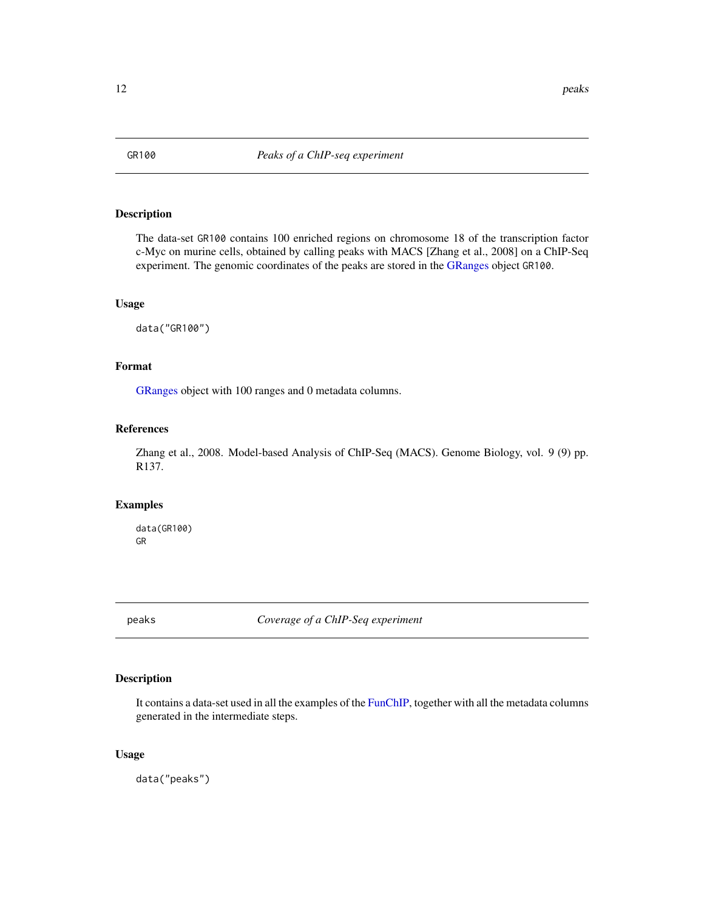## GR100 — *Peaks of a ChIP-seq experiment*

### Description

The data-set GR100 contains 100 enriched regions on chromosome 18 of the transcription factor c-Myc on murine cells, obtained by calling peaks with MACS [Zhang et al., 2008] on a ChIP-Seq experiment. The genomic coordinates of the peaks are stored in the GRanges object GR100.

### Usage

```
data("GR100")
```

### Format

GRanges object with 100 ranges and 0 metadata columns.

### References

Zhang et al., 2008. Model-based Analysis of ChIP-Seq (MACS). Genome Biology, vol. 9 (9) pp. R137.

### Examples

```
data(GR100)
GR
```

## peaks — *Coverage of a ChIP-Seq experiment*

### Description

It contains a data-set used in all the examples of the FunChIP, together with all the metadata columns generated in the intermediate steps.

### Usage

```
data("peaks")
```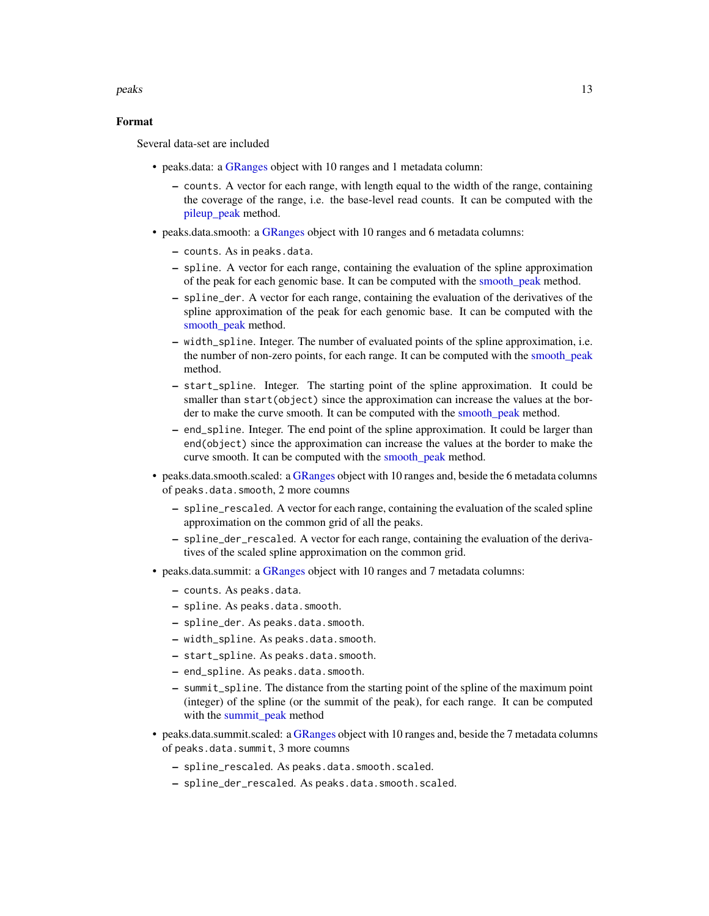### Format

Several data-set are included

- peaks.data: a GRanges object with 10 ranges and 1 metadata column:
  - `counts`. A vector for each range, with length equal to the width of the range, containing the coverage of the range, i.e. the base-level read counts. It can be computed with the pileup_peak method.
- peaks.data.smooth: a GRanges object with 10 ranges and 6 metadata columns:
  - `counts`. As in `peaks.data`.
  - `spline`. A vector for each range, containing the evaluation of the spline approximation of the peak for each genomic base. It can be computed with the smooth_peak method.
  - `spline_der`. A vector for each range, containing the evaluation of the derivatives of the spline approximation of the peak for each genomic base. It can be computed with the smooth_peak method.
  - `width_spline`. Integer. The number of evaluated points of the spline approximation, i.e. the number of non-zero points, for each range. It can be computed with the smooth_peak method.
  - `start_spline`. Integer. The starting point of the spline approximation. It could be smaller than `start(object)` since the approximation can increase the values at the border to make the curve smooth. It can be computed with the smooth_peak method.
  - `end_spline`. Integer. The end point of the spline approximation. It could be larger than `end(object)` since the approximation can increase the values at the border to make the curve smooth. It can be computed with the smooth_peak method.
- peaks.data.smooth.scaled: a GRanges object with 10 ranges and, beside the 6 metadata columns of `peaks.data.smooth`, 2 more coumns
  - `spline_rescaled`. A vector for each range, containing the evaluation of the scaled spline approximation on the common grid of all the peaks.
  - `spline_der_rescaled`. A vector for each range, containing the evaluation of the derivatives of the scaled spline approximation on the common grid.
- peaks.data.summit: a GRanges object with 10 ranges and 7 metadata columns:
  - `counts`. As `peaks.data`.
  - `spline`. As `peaks.data.smooth`.
  - `spline_der`. As `peaks.data.smooth`.
  - `width_spline`. As `peaks.data.smooth`.
  - `start_spline`. As `peaks.data.smooth`.
  - `end_spline`. As `peaks.data.smooth`.
  - `summit_spline`. The distance from the starting point of the spline of the maximum point (integer) of the spline (or the summit of the peak), for each range. It can be computed with the summit_peak method
- peaks.data.summit.scaled: a GRanges object with 10 ranges and, beside the 7 metadata columns of `peaks.data.summit`, 3 more coumns
  - `spline_rescaled`. As `peaks.data.smooth.scaled`.
  - `spline_der_rescaled`. As `peaks.data.smooth.scaled`.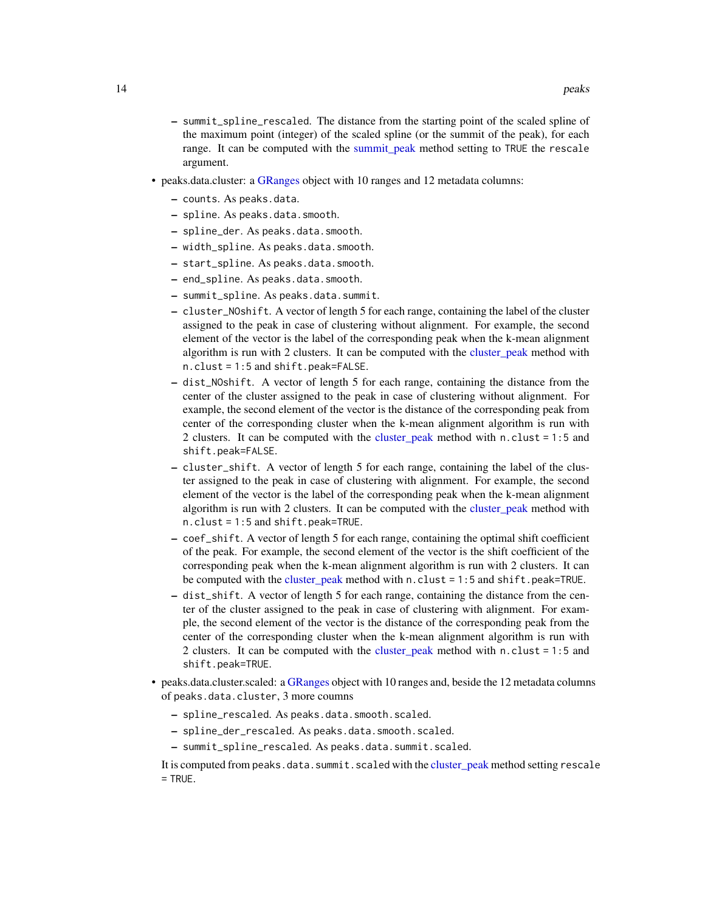- `summit_spline_rescaled`. The distance from the starting point of the scaled spline of the maximum point (integer) of the scaled spline (or the summit of the peak), for each range. It can be computed with the summit_peak method setting to `TRUE` the `rescale` argument.

- peaks.data.cluster: a GRanges object with 10 ranges and 12 metadata columns:
  - `counts`. As `peaks.data`.
  - `spline`. As `peaks.data.smooth`.
  - `spline_der`. As `peaks.data.smooth`.
  - `width_spline`. As `peaks.data.smooth`.
  - `start_spline`. As `peaks.data.smooth`.
  - `end_spline`. As `peaks.data.smooth`.
  - `summit_spline`. As `peaks.data.summit`.
  - `cluster_NOshift`. A vector of length 5 for each range, containing the label of the cluster assigned to the peak in case of clustering without alignment. For example, the second element of the vector is the label of the corresponding peak when the k-mean alignment algorithm is run with 2 clusters. It can be computed with the cluster_peak method with `n.clust = 1:5` and `shift.peak=FALSE`.
  - `dist_NOshift`. A vector of length 5 for each range, containing the distance from the center of the cluster assigned to the peak in case of clustering without alignment. For example, the second element of the vector is the distance of the corresponding peak from center of the corresponding cluster when the k-mean alignment algorithm is run with 2 clusters. It can be computed with the cluster_peak method with `n.clust = 1:5` and `shift.peak=FALSE`.
  - `cluster_shift`. A vector of length 5 for each range, containing the label of the cluster assigned to the peak in case of clustering with alignment. For example, the second element of the vector is the label of the corresponding peak when the k-mean alignment algorithm is run with 2 clusters. It can be computed with the cluster_peak method with `n.clust = 1:5` and `shift.peak=TRUE`.
  - `coef_shift`. A vector of length 5 for each range, containing the optimal shift coefficient of the peak. For example, the second element of the vector is the shift coefficient of the corresponding peak when the k-mean alignment algorithm is run with 2 clusters. It can be computed with the cluster_peak method with `n.clust = 1:5` and `shift.peak=TRUE`.
  - `dist_shift`. A vector of length 5 for each range, containing the distance from the center of the cluster assigned to the peak in case of clustering with alignment. For example, the second element of the vector is the distance of the corresponding peak from the center of the corresponding cluster when the k-mean alignment algorithm is run with 2 clusters. It can be computed with the cluster_peak method with `n.clust = 1:5` and `shift.peak=TRUE`.

- peaks.data.cluster.scaled: a GRanges object with 10 ranges and, beside the 12 metadata columns of `peaks.data.cluster`, 3 more coumns
  - `spline_rescaled`. As `peaks.data.smooth.scaled`.
  - `spline_der_rescaled`. As `peaks.data.smooth.scaled`.
  - `summit_spline_rescaled`. As `peaks.data.summit.scaled`.

  It is computed from `peaks.data.summit.scaled` with the cluster_peak method setting `rescale = TRUE`.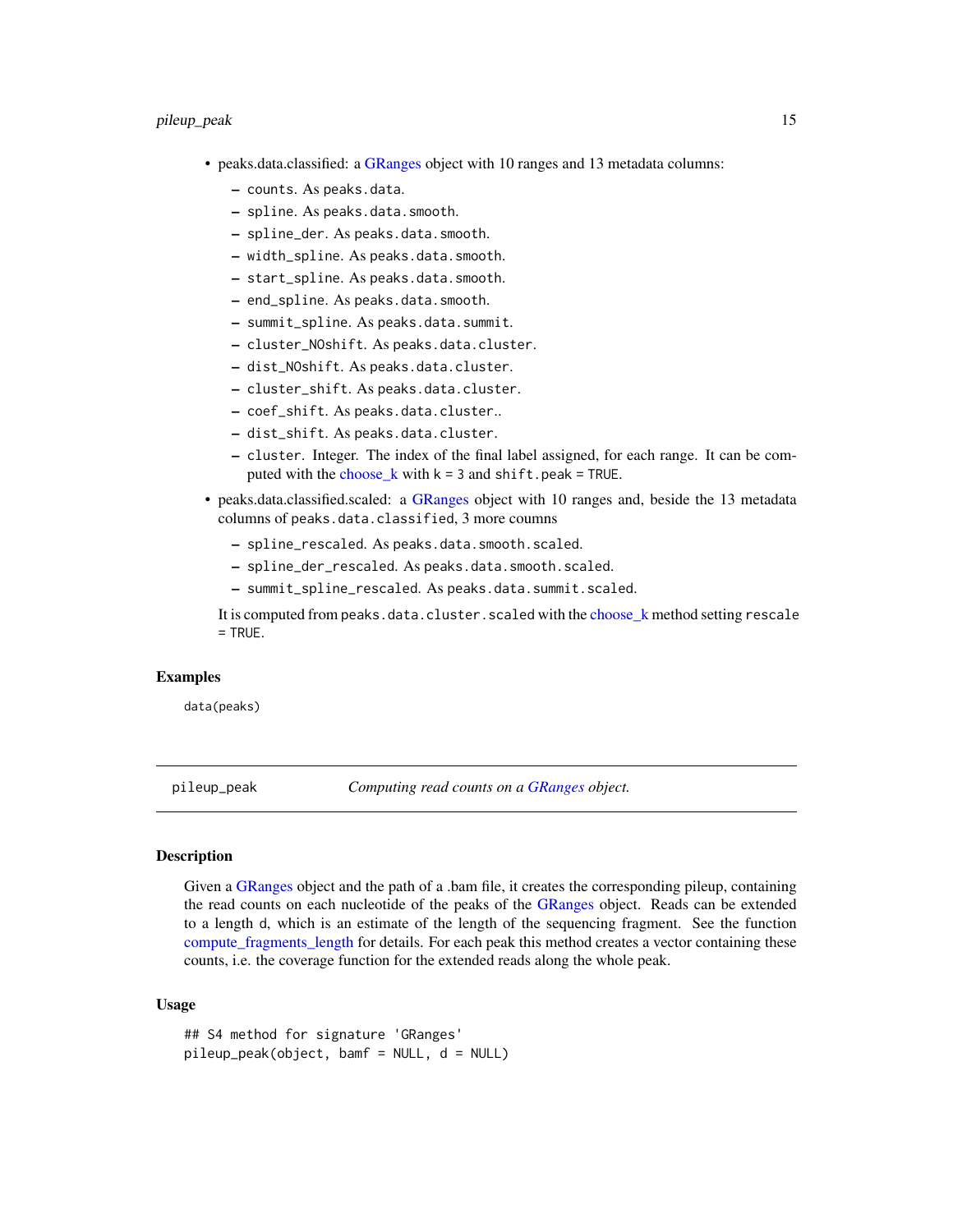- peaks.data.classified: a GRanges object with 10 ranges and 13 metadata columns:
  - `counts`. As `peaks.data`.
  - `spline`. As `peaks.data.smooth`.
  - `spline_der`. As `peaks.data.smooth`.
  - `width_spline`. As `peaks.data.smooth`.
  - `start_spline`. As `peaks.data.smooth`.
  - `end_spline`. As `peaks.data.smooth`.
  - `summit_spline`. As `peaks.data.summit`.
  - `cluster_NOshift`. As `peaks.data.cluster`.
  - `dist_NOshift`. As `peaks.data.cluster`.
  - `cluster_shift`. As `peaks.data.cluster`.
  - `coef_shift`. As `peaks.data.cluster`..
  - `dist_shift`. As `peaks.data.cluster`.
  - `cluster`. Integer. The index of the final label assigned, for each range. It can be computed with the choose_k with `k = 3` and `shift.peak = TRUE`.
- peaks.data.classified.scaled: a GRanges object with 10 ranges and, beside the 13 metadata columns of `peaks.data.classified`, 3 more counns
  - `spline_rescaled`. As `peaks.data.smooth.scaled`.
  - `spline_der_rescaled`. As `peaks.data.smooth.scaled`.
  - `summit_spline_rescaled`. As `peaks.data.summit.scaled`.

  It is computed from `peaks.data.cluster.scaled` with the choose_k method setting `rescale = TRUE`.

### Examples

```
data(peaks)
```

---

## pileup_peak — *Computing read counts on a GRanges object.*

### Description

Given a GRanges object and the path of a .bam file, it creates the corresponding pileup, containing the read counts on each nucleotide of the peaks of the GRanges object. Reads can be extended to a length d, which is an estimate of the length of the sequencing fragment. See the function compute_fragments_length for details. For each peak this method creates a vector containing these counts, i.e. the coverage function for the extended reads along the whole peak.

### Usage

```
## S4 method for signature 'GRanges'
pileup_peak(object, bamf = NULL, d = NULL)
```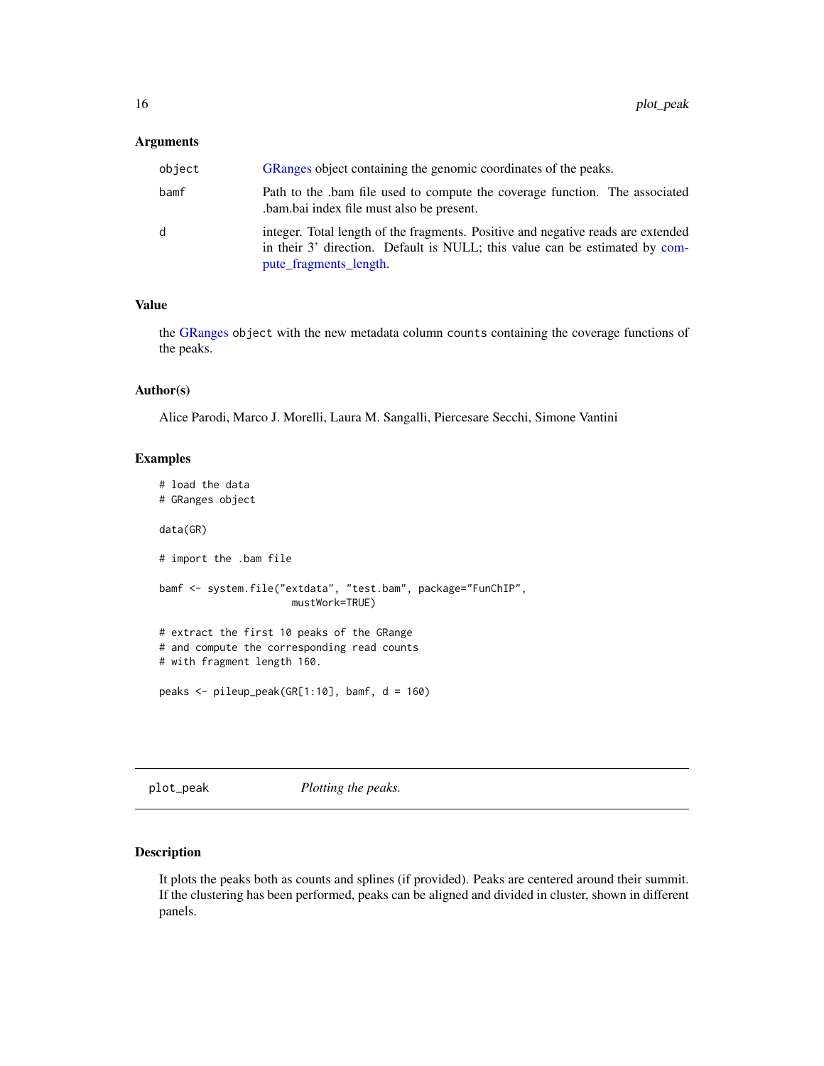### Arguments

| | |
|---|---|
| object | GRanges object containing the genomic coordinates of the peaks. |
| bamf | Path to the .bam file used to compute the coverage function. The associated .bam.bai index file must also be present. |
| d | integer. Total length of the fragments. Positive and negative reads are extended in their 3' direction. Default is NULL; this value can be estimated by compute_fragments_length. |

### Value

the GRanges object with the new metadata column counts containing the coverage functions of the peaks.

### Author(s)

Alice Parodi, Marco J. Morelli, Laura M. Sangalli, Piercesare Secchi, Simone Vantini

### Examples

```
# load the data
# GRanges object

data(GR)

# import the .bam file

bamf <- system.file("extdata", "test.bam", package="FunChIP",
                    mustWork=TRUE)

# extract the first 10 peaks of the GRange
# and compute the corresponding read counts
# with fragment length 160.

peaks <- pileup_peak(GR[1:10], bamf, d = 160)
```

---

## plot_peak *Plotting the peaks.*

---

### Description

It plots the peaks both as counts and splines (if provided). Peaks are centered around their summit. If the clustering has been performed, peaks can be aligned and divided in cluster, shown in different panels.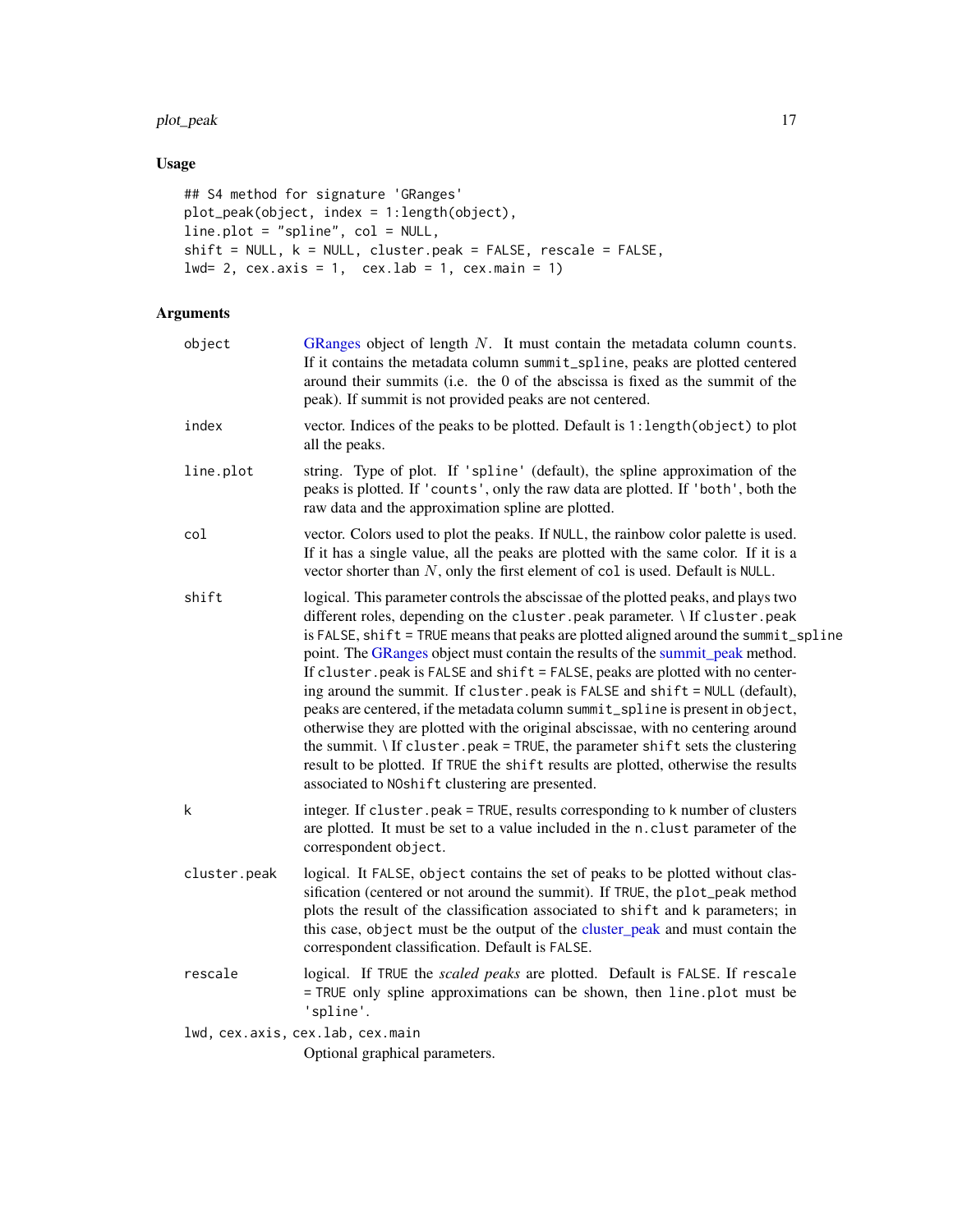## Usage

```
## S4 method for signature 'GRanges'
plot_peak(object, index = 1:length(object),
line.plot = "spline", col = NULL,
shift = NULL, k = NULL, cluster.peak = FALSE, rescale = FALSE,
lwd= 2, cex.axis = 1,  cex.lab = 1, cex.main = 1)
```

## Arguments

| | |
|---|---|
| `object` | GRanges object of length $N$. It must contain the metadata column `counts`. If it contains the metadata column `summit_spline`, peaks are plotted centered around their summits (i.e. the 0 of the abscissa is fixed as the summit of the peak). If summit is not provided peaks are not centered. |
| `index` | vector. Indices of the peaks to be plotted. Default is `1:length(object)` to plot all the peaks. |
| `line.plot` | string. Type of plot. If `'spline'` (default), the spline approximation of the peaks is plotted. If `'counts'`, only the raw data are plotted. If `'both'`, both the raw data and the approximation spline are plotted. |
| `col` | vector. Colors used to plot the peaks. If `NULL`, the rainbow color palette is used. If it has a single value, all the peaks are plotted with the same color. If it is a vector shorter than $N$, only the first element of `col` is used. Default is `NULL`. |
| `shift` | logical. This parameter controls the abscissae of the plotted peaks, and plays two different roles, depending on the `cluster.peak` parameter. \ If `cluster.peak` is `FALSE`, `shift = TRUE` means that peaks are plotted aligned around the `summit_spline` point. The GRanges object must contain the results of the summit_peak method. If `cluster.peak` is `FALSE` and `shift = FALSE`, peaks are plotted with no centering around the summit. If `cluster.peak` is `FALSE` and `shift = NULL` (default), peaks are centered, if the metadata column `summit_spline` is present in `object`, otherwise they are plotted with the original abscissae, with no centering around the summit. \ If `cluster.peak = TRUE`, the parameter `shift` sets the clustering result to be plotted. If `TRUE` the `shift` results are plotted, otherwise the results associated to `NOshift` clustering are presented. |
| `k` | integer. If `cluster.peak = TRUE`, results corresponding to `k` number of clusters are plotted. It must be set to a value included in the `n.clust` parameter of the correspondent `object`. |
| `cluster.peak` | logical. It `FALSE`, `object` contains the set of peaks to be plotted without classification (centered or not around the summit). If `TRUE`, the `plot_peak` method plots the result of the classification associated to `shift` and `k` parameters; in this case, `object` must be the output of the cluster_peak and must contain the correspondent classification. Default is `FALSE`. |
| `rescale` | logical. If `TRUE` the *scaled peaks* are plotted. Default is `FALSE`. If `rescale = TRUE` only spline approximations can be shown, then `line.plot` must be `'spline'`. |
| `lwd, cex.axis, cex.lab, cex.main` | Optional graphical parameters. |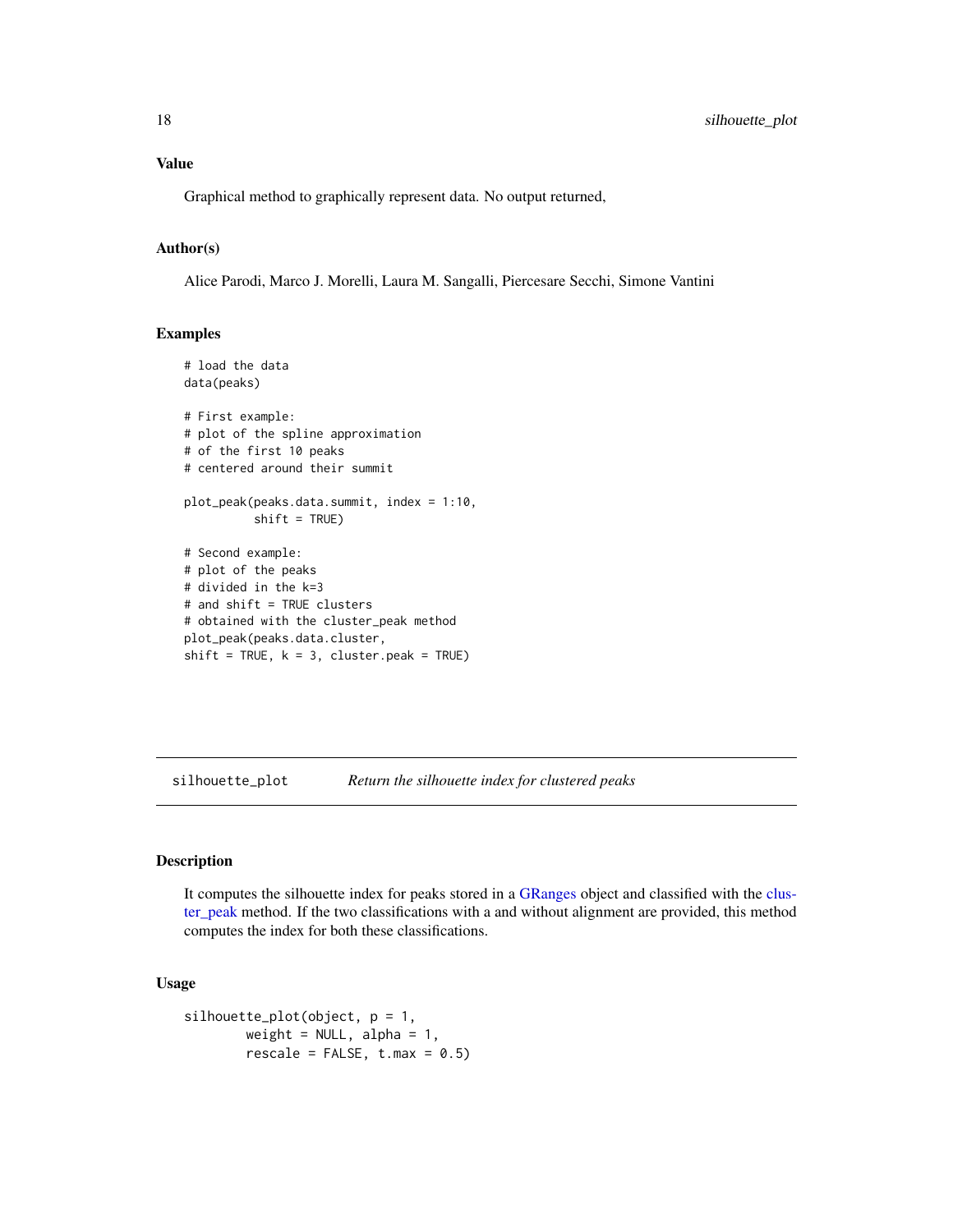### Value

Graphical method to graphically represent data. No output returned,

### Author(s)

Alice Parodi, Marco J. Morelli, Laura M. Sangalli, Piercesare Secchi, Simone Vantini

### Examples

```
# load the data
data(peaks)

# First example:
# plot of the spline approximation
# of the first 10 peaks
# centered around their summit

plot_peak(peaks.data.summit, index = 1:10,
          shift = TRUE)

# Second example:
# plot of the peaks
# divided in the k=3
# and shift = TRUE clusters
# obtained with the cluster_peak method
plot_peak(peaks.data.cluster,
shift = TRUE, k = 3, cluster.peak = TRUE)
```

---

## silhouette_plot *Return the silhouette index for clustered peaks*

---

### Description

It computes the silhouette index for peaks stored in a GRanges object and classified with the cluster_peak method. If the two classifications with a and without alignment are provided, this method computes the index for both these classifications.

### Usage

```
silhouette_plot(object, p = 1,
        weight = NULL, alpha = 1,
        rescale = FALSE, t.max = 0.5)
```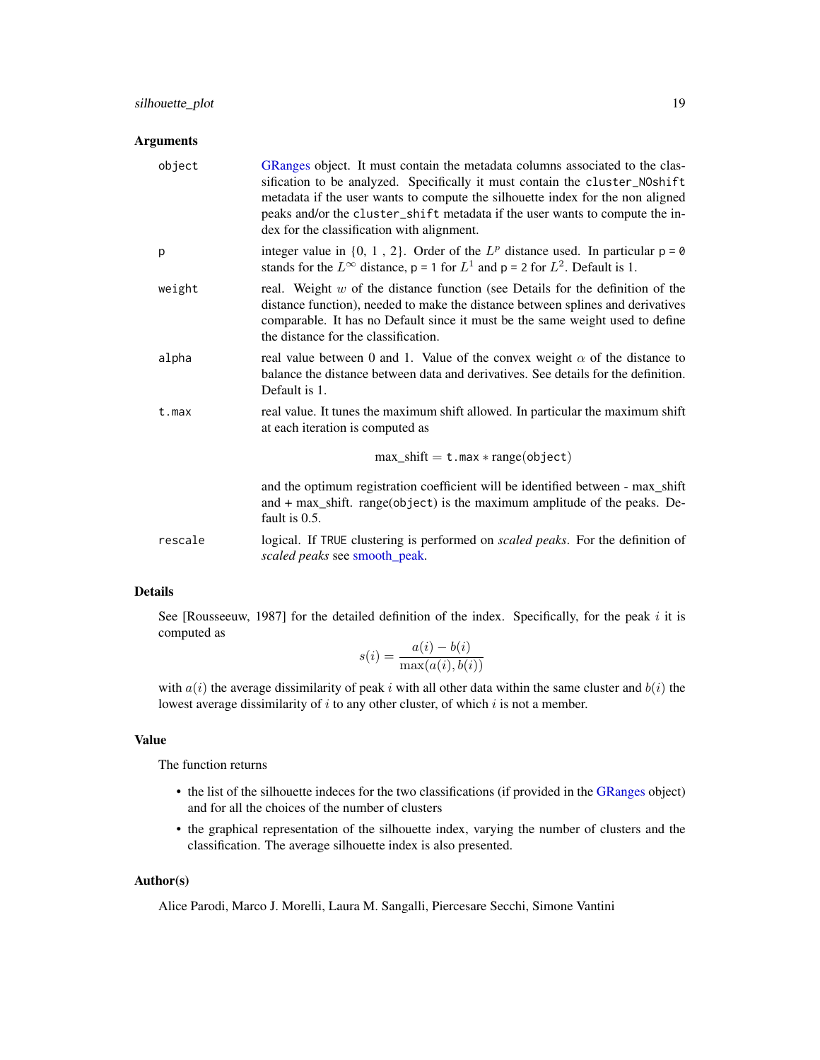## Arguments

| | |
|---|---|
| object | GRanges object. It must contain the metadata columns associated to the classification to be analyzed. Specifically it must contain the `cluster_NOshift` metadata if the user wants to compute the silhouette index for the non aligned peaks and/or the `cluster_shift` metadata if the user wants to compute the index for the classification with alignment. |
| p | integer value in {0, 1 , 2}. Order of the $L^p$ distance used. In particular `p = 0` stands for the $L^\infty$ distance, `p = 1` for $L^1$ and `p = 2` for $L^2$. Default is 1. |
| weight | real. Weight $w$ of the distance function (see Details for the definition of the distance function), needed to make the distance between splines and derivatives comparable. It has no Default since it must be the same weight used to define the distance for the classification. |
| alpha | real value between 0 and 1. Value of the convex weight $\alpha$ of the distance to balance the distance between data and derivatives. See details for the definition. Default is 1. |
| t.max | real value. It tunes the maximum shift allowed. In particular the maximum shift at each iteration is computed as $$\text{max\_shift} = \texttt{t.max} * \text{range}(\texttt{object})$$ and the optimum registration coefficient will be identified between - max_shift and + max_shift. range(`object`) is the maximum amplitude of the peaks. Default is 0.5. |
| rescale | logical. If `TRUE` clustering is performed on *scaled peaks*. For the definition of *scaled peaks* see smooth_peak. |

## Details

See [Rousseeuw, 1987] for the detailed definition of the index. Specifically, for the peak $i$ it is computed as

$$s(i) = \frac{a(i) - b(i)}{\max(a(i), b(i))}$$

with $a(i)$ the average dissimilarity of peak $i$ with all other data within the same cluster and $b(i)$ the lowest average dissimilarity of $i$ to any other cluster, of which $i$ is not a member.

## Value

The function returns

- the list of the silhouette indeces for the two classifications (if provided in the GRanges object) and for all the choices of the number of clusters
- the graphical representation of the silhouette index, varying the number of clusters and the classification. The average silhouette index is also presented.

## Author(s)

Alice Parodi, Marco J. Morelli, Laura M. Sangalli, Piercesare Secchi, Simone Vantini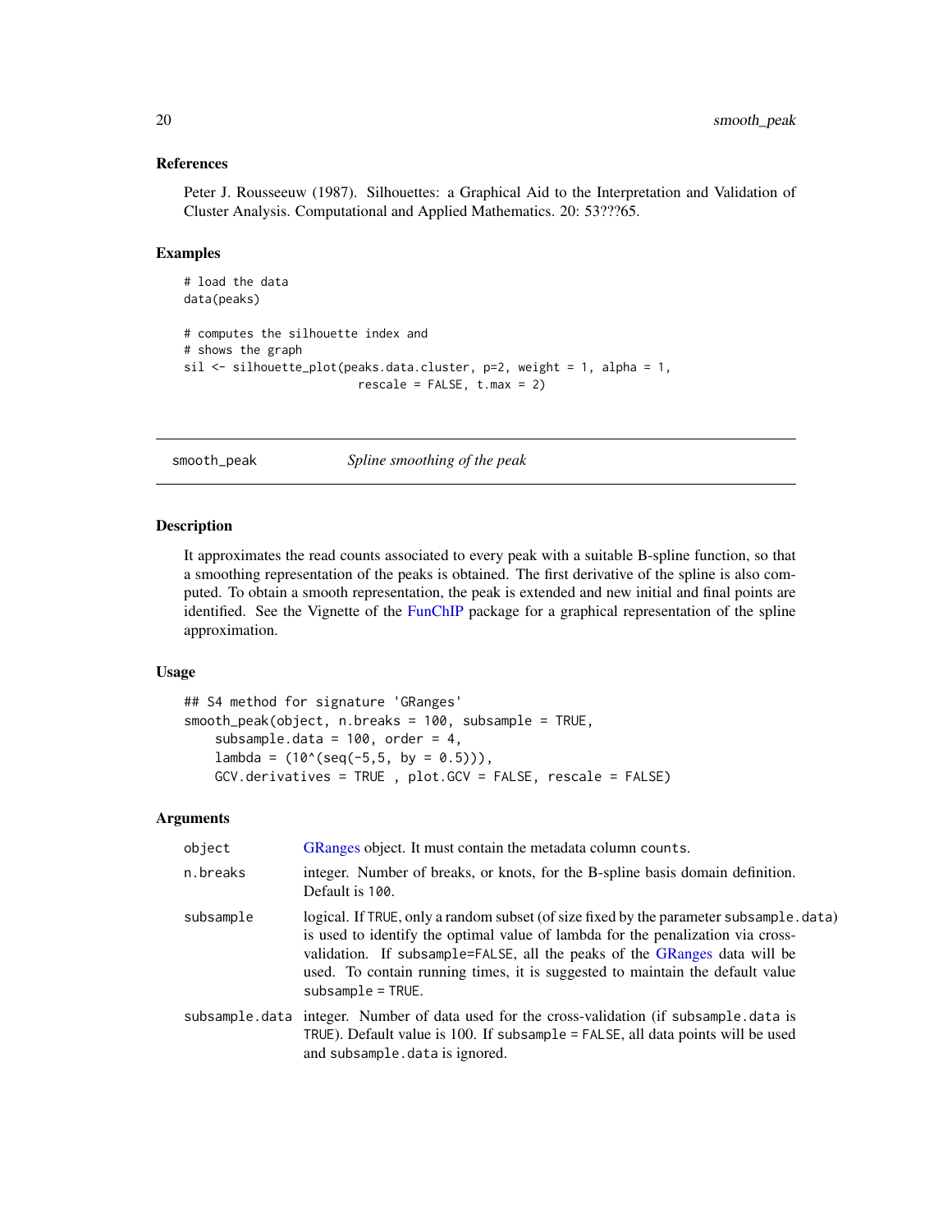### References

Peter J. Rousseeuw (1987). Silhouettes: a Graphical Aid to the Interpretation and Validation of Cluster Analysis. Computational and Applied Mathematics. 20: 53???65.

### Examples

```
# load the data
data(peaks)

# computes the silhouette index and
# shows the graph
sil <- silhouette_plot(peaks.data.cluster, p=2, weight = 1, alpha = 1,
                        rescale = FALSE, t.max = 2)
```

---

## smooth_peak *Spline smoothing of the peak*

---

### Description

It approximates the read counts associated to every peak with a suitable B-spline function, so that a smoothing representation of the peaks is obtained. The first derivative of the spline is also computed. To obtain a smooth representation, the peak is extended and new initial and final points are identified. See the Vignette of the FunChIP package for a graphical representation of the spline approximation.

### Usage

```
## S4 method for signature 'GRanges'
smooth_peak(object, n.breaks = 100, subsample = TRUE,
    subsample.data = 100, order = 4,
    lambda = (10^(seq(-5,5, by = 0.5))),
    GCV.derivatives = TRUE , plot.GCV = FALSE, rescale = FALSE)
```

### Arguments

| | |
|---|---|
| object | GRanges object. It must contain the metadata column counts. |
| n.breaks | integer. Number of breaks, or knots, for the B-spline basis domain definition. Default is 100. |
| subsample | logical. If TRUE, only a random subset (of size fixed by the parameter subsample.data) is used to identify the optimal value of lambda for the penalization via cross-validation. If subsample=FALSE, all the peaks of the GRanges data will be used. To contain running times, it is suggested to maintain the default value subsample = TRUE. |
| subsample.data | integer. Number of data used for the cross-validation (if subsample.data is TRUE). Default value is 100. If subsample = FALSE, all data points will be used and subsample.data is ignored. |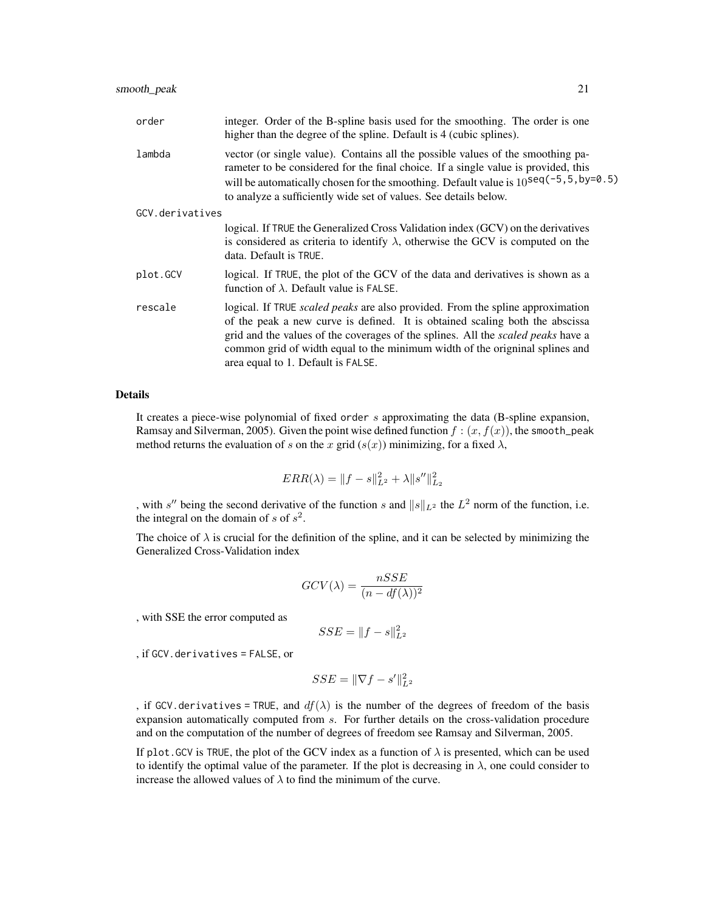| | |
|---|---|
| `order` | integer. Order of the B-spline basis used for the smoothing. The order is one higher than the degree of the spline. Default is 4 (cubic splines). |
| `lambda` | vector (or single value). Contains all the possible values of the smoothing parameter to be considered for the final choice. If a single value is provided, this will be automatically chosen for the smoothing. Default value is $10^{\texttt{seq(-5,5,by=0.5)}}$ to analyze a sufficiently wide set of values. See details below. |
| `GCV.derivatives` | logical. If `TRUE` the Generalized Cross Validation index (GCV) on the derivatives is considered as criteria to identify $\lambda$, otherwise the GCV is computed on the data. Default is `TRUE`. |
| `plot.GCV` | logical. If `TRUE`, the plot of the GCV of the data and derivatives is shown as a function of $\lambda$. Default value is `FALSE`. |
| `rescale` | logical. If `TRUE` *scaled peaks* are also provided. From the spline approximation of the peak a new curve is defined. It is obtained scaling both the abscissa grid and the values of the coverages of the splines. All the *scaled peaks* have a common grid of width equal to the minimum width of the origninal splines and area equal to 1. Default is `FALSE`. |

### Details

It creates a piece-wise polynomial of fixed `order` $s$ approximating the data (B-spline expansion, Ramsay and Silverman, 2005). Given the point wise defined function $f : (x, f(x))$, the `smooth_peak` method returns the evaluation of $s$ on the $x$ grid ($s(x)$) minimizing, for a fixed $\lambda$,

$$ERR(\lambda) = \|f - s\|_{L^2}^2 + \lambda \|s''\|_{L_2}^2$$

, with $s''$ being the second derivative of the function $s$ and $\|s\|_{L^2}$ the $L^2$ norm of the function, i.e. the integral on the domain of $s$ of $s^2$.

The choice of $\lambda$ is crucial for the definition of the spline, and it can be selected by minimizing the Generalized Cross-Validation index

$$GCV(\lambda) = \frac{nSSE}{(n - df(\lambda))^2}$$

, with SSE the error computed as

$$SSE = \|f - s\|_{L^2}^2$$

, if `GCV.derivatives = FALSE`, or

$$SSE = \|\nabla f - s'\|_{L^2}^2$$

, if `GCV.derivatives = TRUE`, and $df(\lambda)$ is the number of the degrees of freedom of the basis expansion automatically computed from $s$. For further details on the cross-validation procedure and on the computation of the number of degrees of freedom see Ramsay and Silverman, 2005.

If `plot.GCV` is `TRUE`, the plot of the GCV index as a function of $\lambda$ is presented, which can be used to identify the optimal value of the parameter. If the plot is decreasing in $\lambda$, one could consider to increase the allowed values of $\lambda$ to find the minimum of the curve.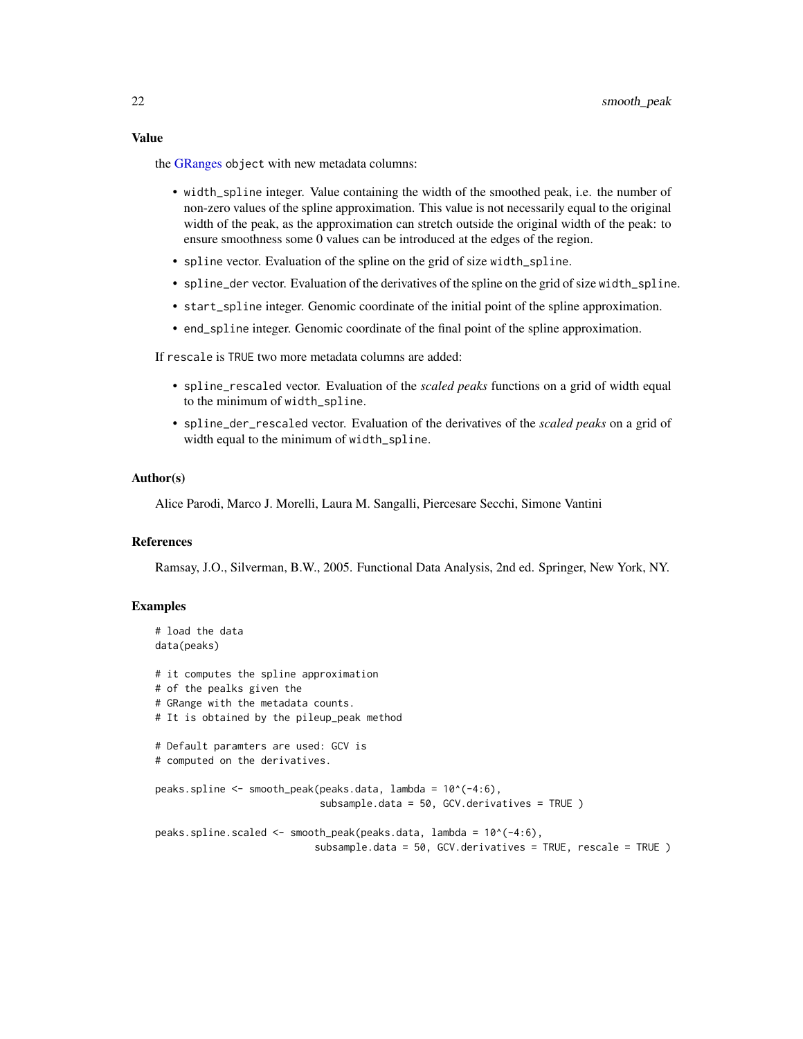### Value

the GRanges object with new metadata columns:

- `width_spline` integer. Value containing the width of the smoothed peak, i.e. the number of non-zero values of the spline approximation. This value is not necessarily equal to the original width of the peak, as the approximation can stretch outside the original width of the peak: to ensure smoothness some 0 values can be introduced at the edges of the region.
- `spline` vector. Evaluation of the spline on the grid of size `width_spline`.
- `spline_der` vector. Evaluation of the derivatives of the spline on the grid of size `width_spline`.
- `start_spline` integer. Genomic coordinate of the initial point of the spline approximation.
- `end_spline` integer. Genomic coordinate of the final point of the spline approximation.

If `rescale` is `TRUE` two more metadata columns are added:

- `spline_rescaled` vector. Evaluation of the *scaled peaks* functions on a grid of width equal to the minimum of `width_spline`.
- `spline_der_rescaled` vector. Evaluation of the derivatives of the *scaled peaks* on a grid of width equal to the minimum of `width_spline`.

### Author(s)

Alice Parodi, Marco J. Morelli, Laura M. Sangalli, Piercesare Secchi, Simone Vantini

### References

Ramsay, J.O., Silverman, B.W., 2005. Functional Data Analysis, 2nd ed. Springer, New York, NY.

### Examples

```
# load the data
data(peaks)

# it computes the spline approximation
# of the pealks given the
# GRange with the metadata counts.
# It is obtained by the pileup_peak method

# Default paramters are used: GCV is
# computed on the derivatives.

peaks.spline <- smooth_peak(peaks.data, lambda = 10^(-4:6),
                            subsample.data = 50, GCV.derivatives = TRUE )

peaks.spline.scaled <- smooth_peak(peaks.data, lambda = 10^(-4:6),
                           subsample.data = 50, GCV.derivatives = TRUE, rescale = TRUE )
```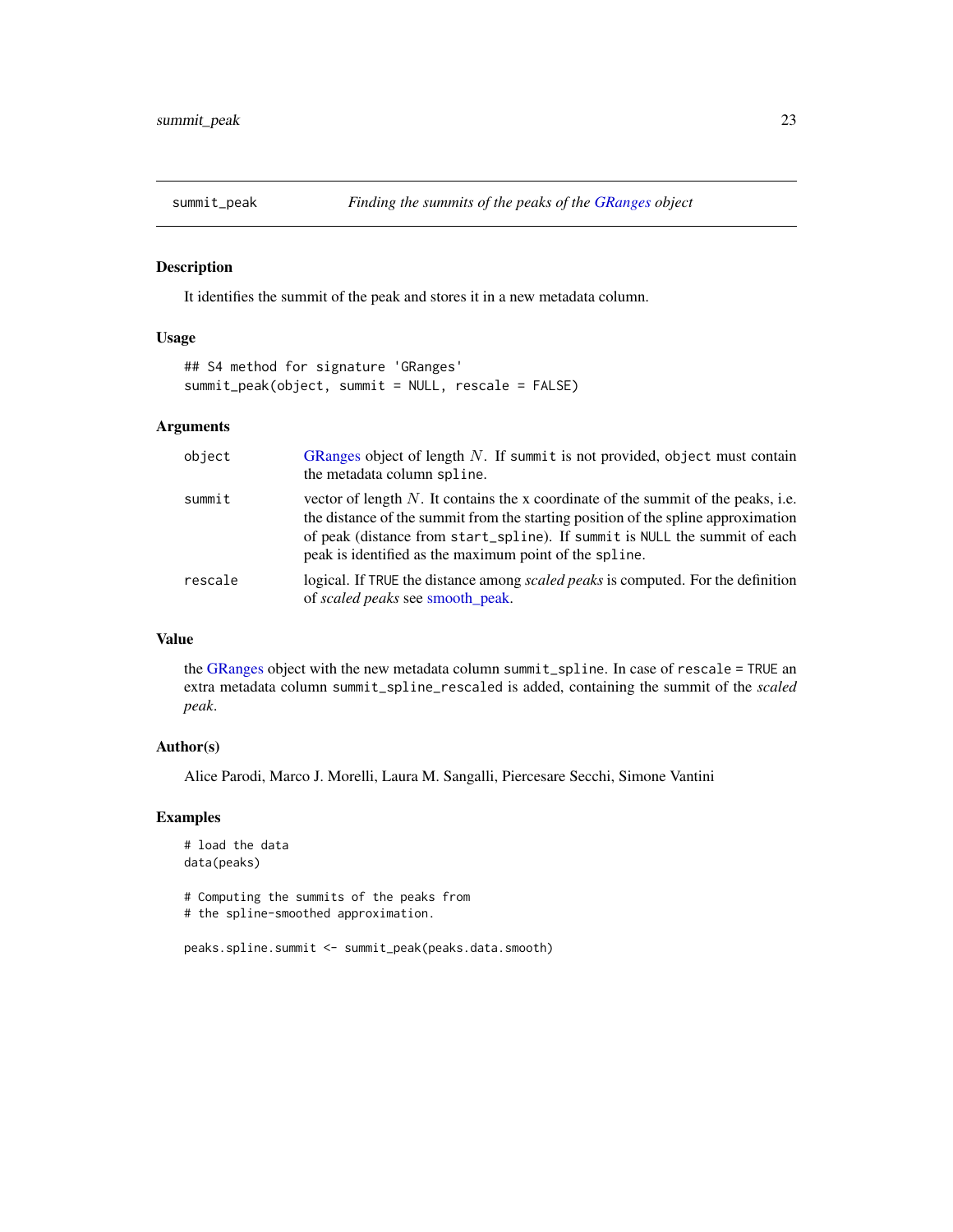## summit_peak — *Finding the summits of the peaks of the GRanges object*

### Description

It identifies the summit of the peak and stores it in a new metadata column.

### Usage

```
## S4 method for signature 'GRanges'
summit_peak(object, summit = NULL, rescale = FALSE)
```

### Arguments

| | |
|---|---|
| `object` | GRanges object of length $N$. If `summit` is not provided, `object` must contain the metadata column `spline`. |
| `summit` | vector of length $N$. It contains the x coordinate of the summit of the peaks, i.e. the distance of the summit from the starting position of the spline approximation of peak (distance from `start_spline`). If `summit` is `NULL` the summit of each peak is identified as the maximum point of the `spline`. |
| `rescale` | logical. If `TRUE` the distance among *scaled peaks* is computed. For the definition of *scaled peaks* see smooth_peak. |

### Value

the GRanges object with the new metadata column `summit_spline`. In case of `rescale = TRUE` an extra metadata column `summit_spline_rescaled` is added, containing the summit of the *scaled peak*.

### Author(s)

Alice Parodi, Marco J. Morelli, Laura M. Sangalli, Piercesare Secchi, Simone Vantini

### Examples

```
# load the data
data(peaks)

# Computing the summits of the peaks from
# the spline-smoothed approximation.

peaks.spline.summit <- summit_peak(peaks.data.smooth)
```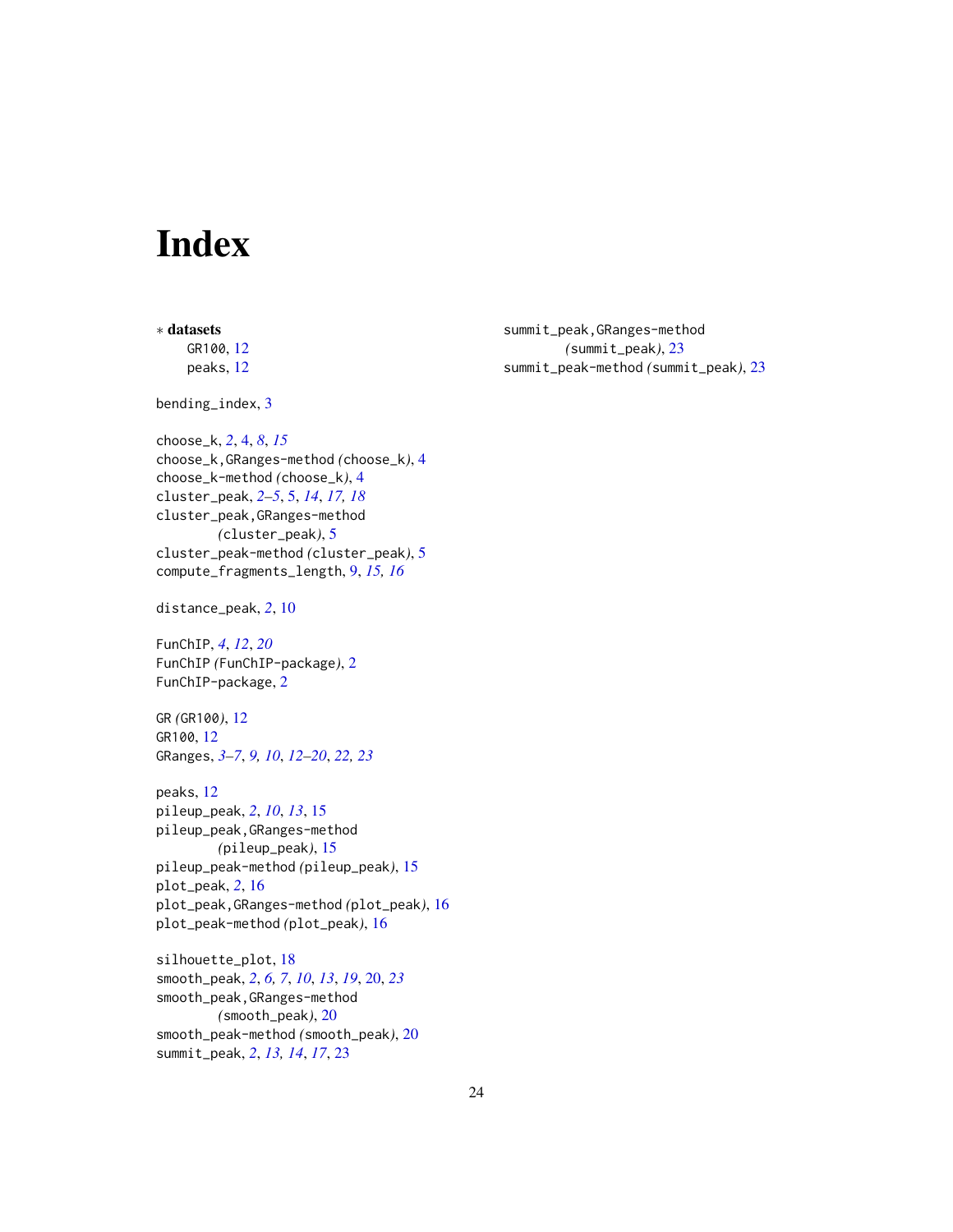# Index

∗ **datasets**
GR100, 12
peaks, 12

bending_index, 3

choose_k, *2*, 4, *8*, *15*
choose_k,GRanges-method *(*choose_k*)*, 4
choose_k-method *(*choose_k*)*, 4
cluster_peak, *2–5*, 5, *14*, *17, 18*
cluster_peak,GRanges-method *(*cluster_peak*)*, 5
cluster_peak-method *(*cluster_peak*)*, 5
compute_fragments_length, 9, *15, 16*

distance_peak, *2*, 10

FunChIP, *4*, *12*, *20*
FunChIP *(*FunChIP-package*)*, 2
FunChIP-package, 2

GR *(*GR100*)*, 12
GR100, 12
GRanges, *3–7*, *9, 10*, *12–20*, *22, 23*

peaks, 12
pileup_peak, *2*, *10*, *13*, 15
pileup_peak,GRanges-method *(*pileup_peak*)*, 15
pileup_peak-method *(*pileup_peak*)*, 15
plot_peak, *2*, 16
plot_peak,GRanges-method *(*plot_peak*)*, 16
plot_peak-method *(*plot_peak*)*, 16

silhouette_plot, 18
smooth_peak, *2*, *6, 7*, *10*, *13*, *19*, 20, *23*
smooth_peak,GRanges-method *(*smooth_peak*)*, 20
smooth_peak-method *(*smooth_peak*)*, 20
summit_peak, *2*, *13, 14*, *17*, 23
summit_peak,GRanges-method *(*summit_peak*)*, 23
summit_peak-method *(*summit_peak*)*, 23